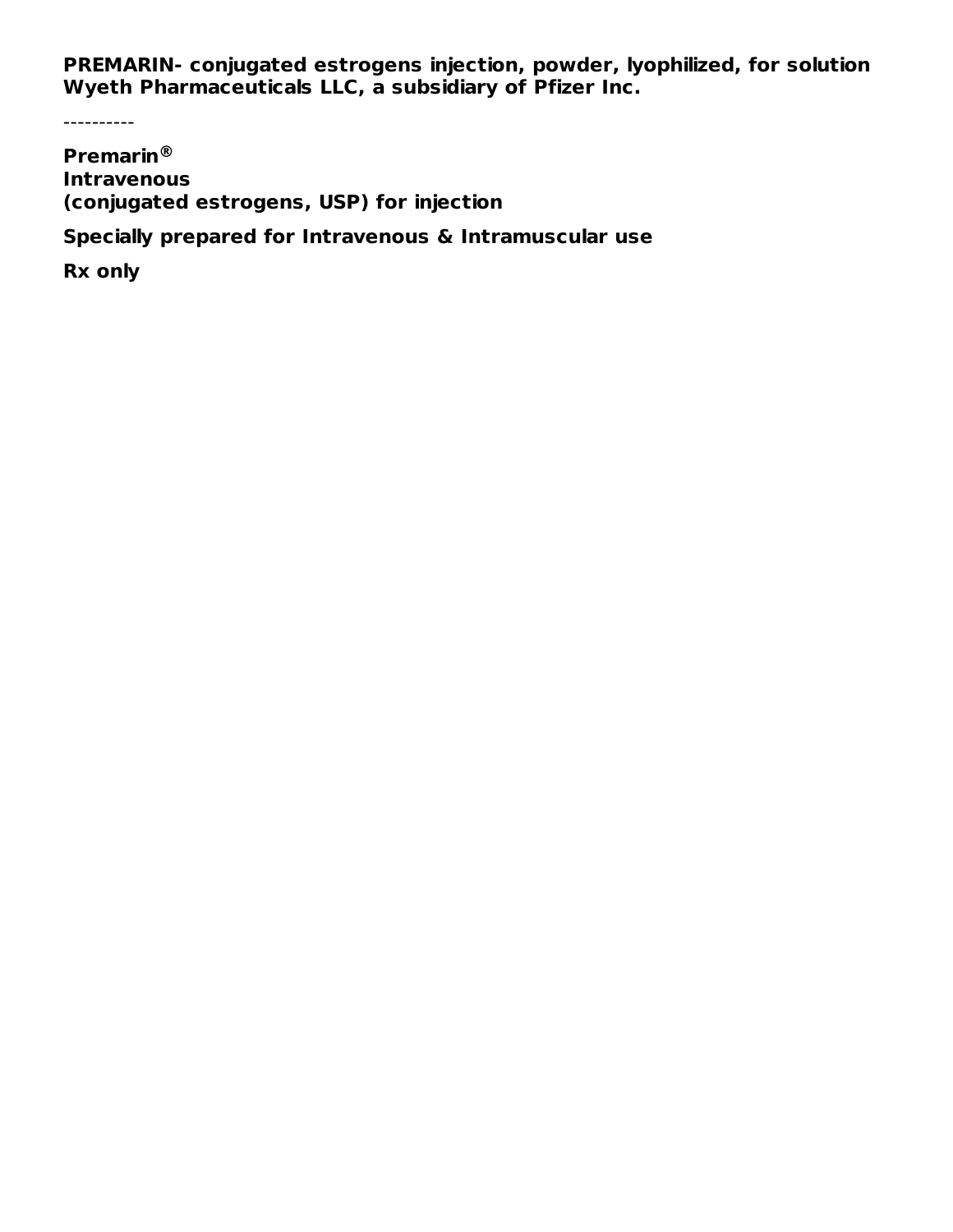**PREMARIN- conjugated estrogens injection, powder, lyophilized, for solution**
**Wyeth Pharmaceuticals LLC, a subsidiary of Pfizer Inc.**

----------

**Premarin®**
**Intravenous**
**(conjugated estrogens, USP) for injection**

**Specially prepared for Intravenous & Intramuscular use**

**Rx only**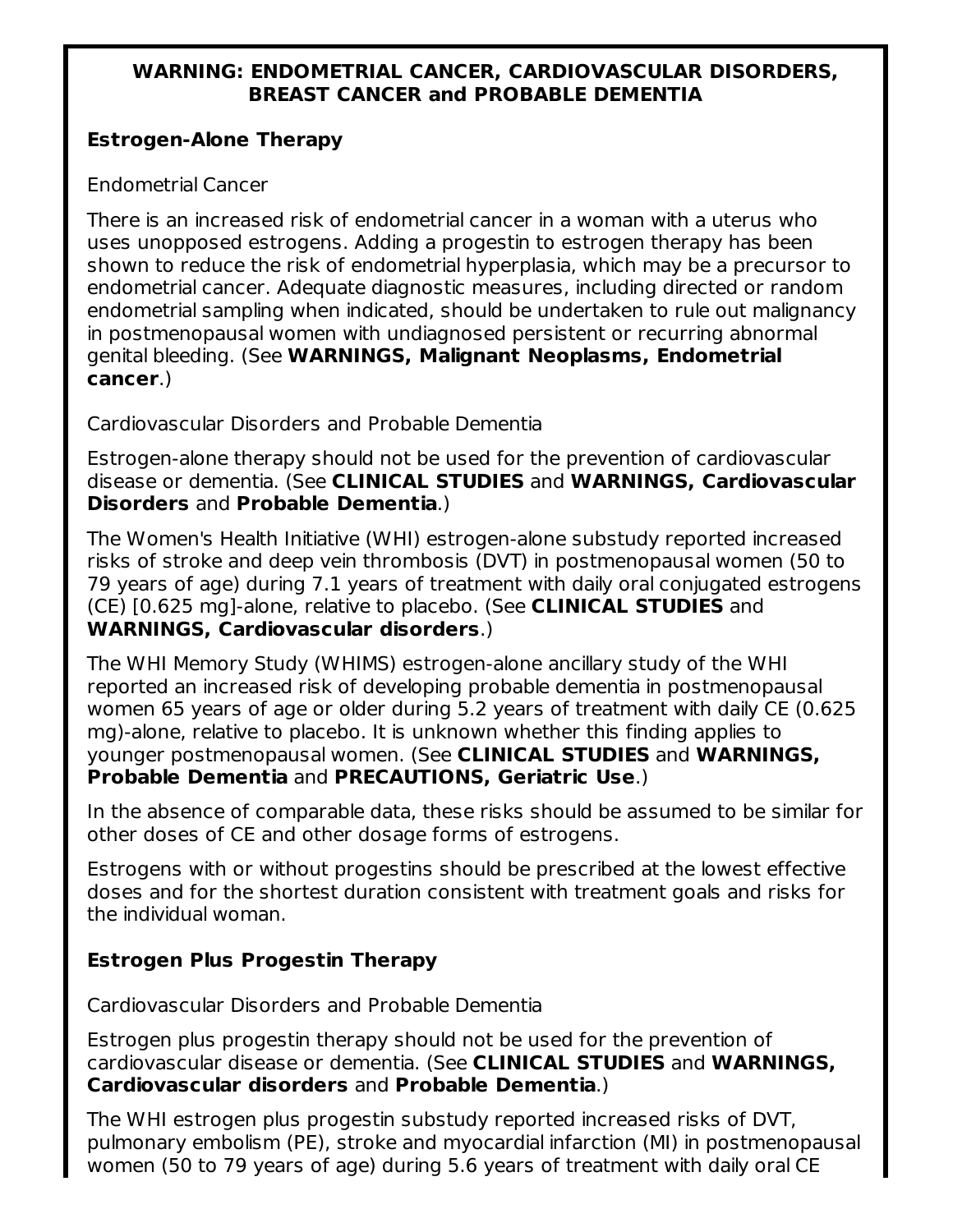## WARNING: ENDOMETRIAL CANCER, CARDIOVASCULAR DISORDERS, BREAST CANCER and PROBABLE DEMENTIA

### Estrogen-Alone Therapy

Endometrial Cancer

There is an increased risk of endometrial cancer in a woman with a uterus who uses unopposed estrogens. Adding a progestin to estrogen therapy has been shown to reduce the risk of endometrial hyperplasia, which may be a precursor to endometrial cancer. Adequate diagnostic measures, including directed or random endometrial sampling when indicated, should be undertaken to rule out malignancy in postmenopausal women with undiagnosed persistent or recurring abnormal genital bleeding. (See **WARNINGS, Malignant Neoplasms, Endometrial cancer**.)

Cardiovascular Disorders and Probable Dementia

Estrogen-alone therapy should not be used for the prevention of cardiovascular disease or dementia. (See **CLINICAL STUDIES** and **WARNINGS, Cardiovascular Disorders** and **Probable Dementia**.)

The Women's Health Initiative (WHI) estrogen-alone substudy reported increased risks of stroke and deep vein thrombosis (DVT) in postmenopausal women (50 to 79 years of age) during 7.1 years of treatment with daily oral conjugated estrogens (CE) [0.625 mg]-alone, relative to placebo. (See **CLINICAL STUDIES** and **WARNINGS, Cardiovascular disorders**.)

The WHI Memory Study (WHIMS) estrogen-alone ancillary study of the WHI reported an increased risk of developing probable dementia in postmenopausal women 65 years of age or older during 5.2 years of treatment with daily CE (0.625 mg)-alone, relative to placebo. It is unknown whether this finding applies to younger postmenopausal women. (See **CLINICAL STUDIES** and **WARNINGS, Probable Dementia** and **PRECAUTIONS, Geriatric Use**.)

In the absence of comparable data, these risks should be assumed to be similar for other doses of CE and other dosage forms of estrogens.

Estrogens with or without progestins should be prescribed at the lowest effective doses and for the shortest duration consistent with treatment goals and risks for the individual woman.

### Estrogen Plus Progestin Therapy

Cardiovascular Disorders and Probable Dementia

Estrogen plus progestin therapy should not be used for the prevention of cardiovascular disease or dementia. (See **CLINICAL STUDIES** and **WARNINGS, Cardiovascular disorders** and **Probable Dementia**.)

The WHI estrogen plus progestin substudy reported increased risks of DVT, pulmonary embolism (PE), stroke and myocardial infarction (MI) in postmenopausal women (50 to 79 years of age) during 5.6 years of treatment with daily oral CE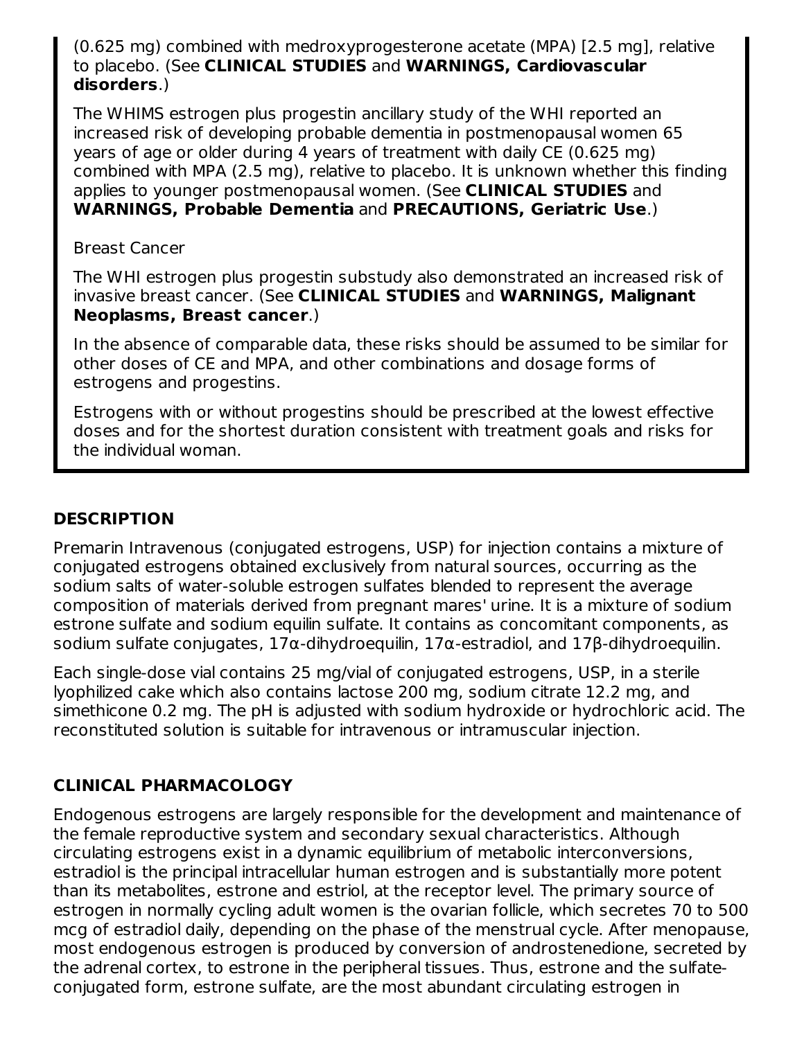(0.625 mg) combined with medroxyprogesterone acetate (MPA) [2.5 mg], relative to placebo. (See **CLINICAL STUDIES** and **WARNINGS, Cardiovascular disorders**.)

The WHIMS estrogen plus progestin ancillary study of the WHI reported an increased risk of developing probable dementia in postmenopausal women 65 years of age or older during 4 years of treatment with daily CE (0.625 mg) combined with MPA (2.5 mg), relative to placebo. It is unknown whether this finding applies to younger postmenopausal women. (See **CLINICAL STUDIES** and **WARNINGS, Probable Dementia** and **PRECAUTIONS, Geriatric Use**.)

Breast Cancer

The WHI estrogen plus progestin substudy also demonstrated an increased risk of invasive breast cancer. (See **CLINICAL STUDIES** and **WARNINGS, Malignant Neoplasms, Breast cancer**.)

In the absence of comparable data, these risks should be assumed to be similar for other doses of CE and MPA, and other combinations and dosage forms of estrogens and progestins.

Estrogens with or without progestins should be prescribed at the lowest effective doses and for the shortest duration consistent with treatment goals and risks for the individual woman.

## DESCRIPTION

Premarin Intravenous (conjugated estrogens, USP) for injection contains a mixture of conjugated estrogens obtained exclusively from natural sources, occurring as the sodium salts of water-soluble estrogen sulfates blended to represent the average composition of materials derived from pregnant mares' urine. It is a mixture of sodium estrone sulfate and sodium equilin sulfate. It contains as concomitant components, as sodium sulfate conjugates, 17α-dihydroequilin, 17α-estradiol, and 17β-dihydroequilin.

Each single-dose vial contains 25 mg/vial of conjugated estrogens, USP, in a sterile lyophilized cake which also contains lactose 200 mg, sodium citrate 12.2 mg, and simethicone 0.2 mg. The pH is adjusted with sodium hydroxide or hydrochloric acid. The reconstituted solution is suitable for intravenous or intramuscular injection.

## CLINICAL PHARMACOLOGY

Endogenous estrogens are largely responsible for the development and maintenance of the female reproductive system and secondary sexual characteristics. Although circulating estrogens exist in a dynamic equilibrium of metabolic interconversions, estradiol is the principal intracellular human estrogen and is substantially more potent than its metabolites, estrone and estriol, at the receptor level. The primary source of estrogen in normally cycling adult women is the ovarian follicle, which secretes 70 to 500 mcg of estradiol daily, depending on the phase of the menstrual cycle. After menopause, most endogenous estrogen is produced by conversion of androstenedione, secreted by the adrenal cortex, to estrone in the peripheral tissues. Thus, estrone and the sulfate-conjugated form, estrone sulfate, are the most abundant circulating estrogen in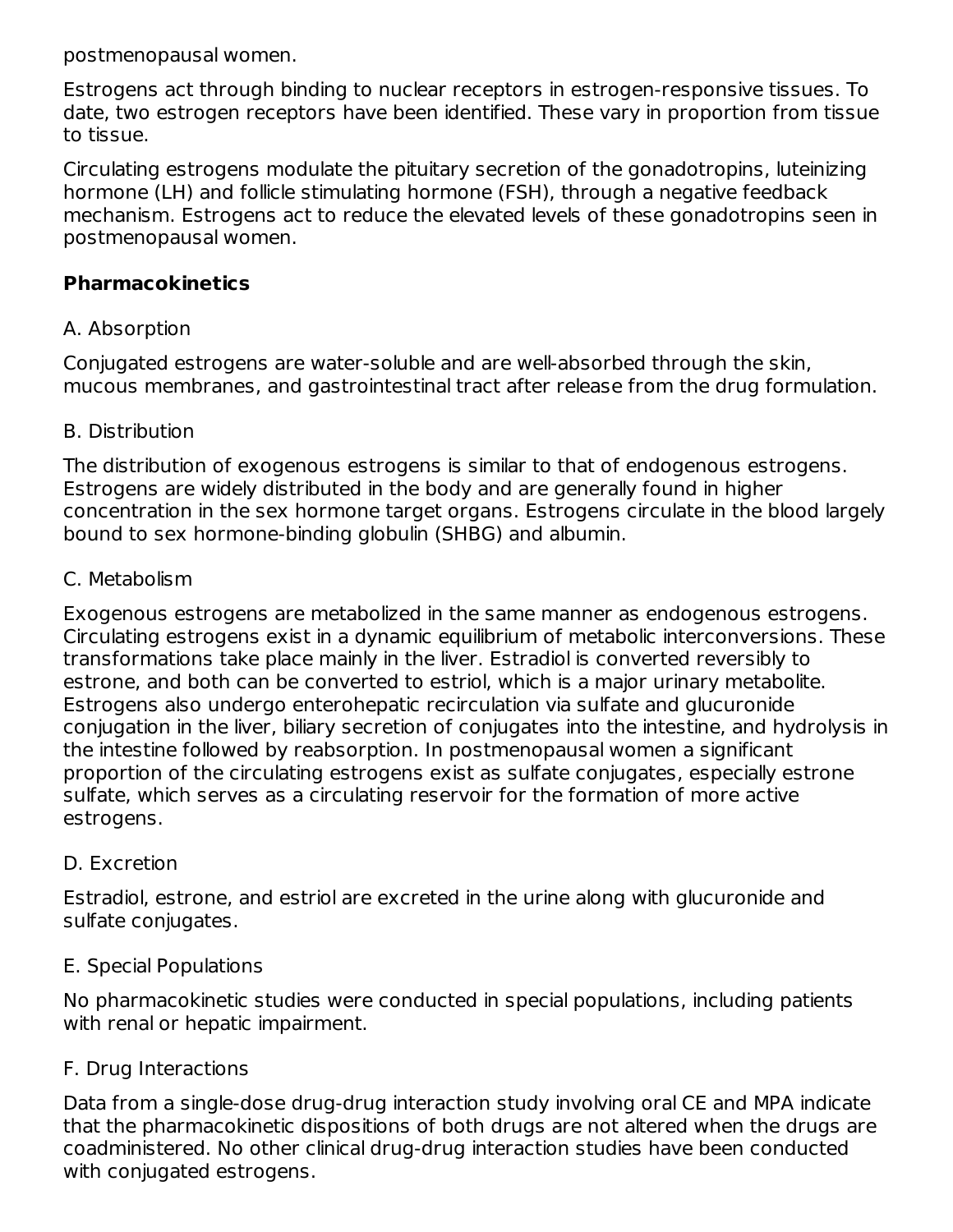postmenopausal women.

Estrogens act through binding to nuclear receptors in estrogen-responsive tissues. To date, two estrogen receptors have been identified. These vary in proportion from tissue to tissue.

Circulating estrogens modulate the pituitary secretion of the gonadotropins, luteinizing hormone (LH) and follicle stimulating hormone (FSH), through a negative feedback mechanism. Estrogens act to reduce the elevated levels of these gonadotropins seen in postmenopausal women.

## Pharmacokinetics

A. Absorption

Conjugated estrogens are water-soluble and are well-absorbed through the skin, mucous membranes, and gastrointestinal tract after release from the drug formulation.

B. Distribution

The distribution of exogenous estrogens is similar to that of endogenous estrogens. Estrogens are widely distributed in the body and are generally found in higher concentration in the sex hormone target organs. Estrogens circulate in the blood largely bound to sex hormone-binding globulin (SHBG) and albumin.

C. Metabolism

Exogenous estrogens are metabolized in the same manner as endogenous estrogens. Circulating estrogens exist in a dynamic equilibrium of metabolic interconversions. These transformations take place mainly in the liver. Estradiol is converted reversibly to estrone, and both can be converted to estriol, which is a major urinary metabolite. Estrogens also undergo enterohepatic recirculation via sulfate and glucuronide conjugation in the liver, biliary secretion of conjugates into the intestine, and hydrolysis in the intestine followed by reabsorption. In postmenopausal women a significant proportion of the circulating estrogens exist as sulfate conjugates, especially estrone sulfate, which serves as a circulating reservoir for the formation of more active estrogens.

D. Excretion

Estradiol, estrone, and estriol are excreted in the urine along with glucuronide and sulfate conjugates.

E. Special Populations

No pharmacokinetic studies were conducted in special populations, including patients with renal or hepatic impairment.

F. Drug Interactions

Data from a single-dose drug-drug interaction study involving oral CE and MPA indicate that the pharmacokinetic dispositions of both drugs are not altered when the drugs are coadministered. No other clinical drug-drug interaction studies have been conducted with conjugated estrogens.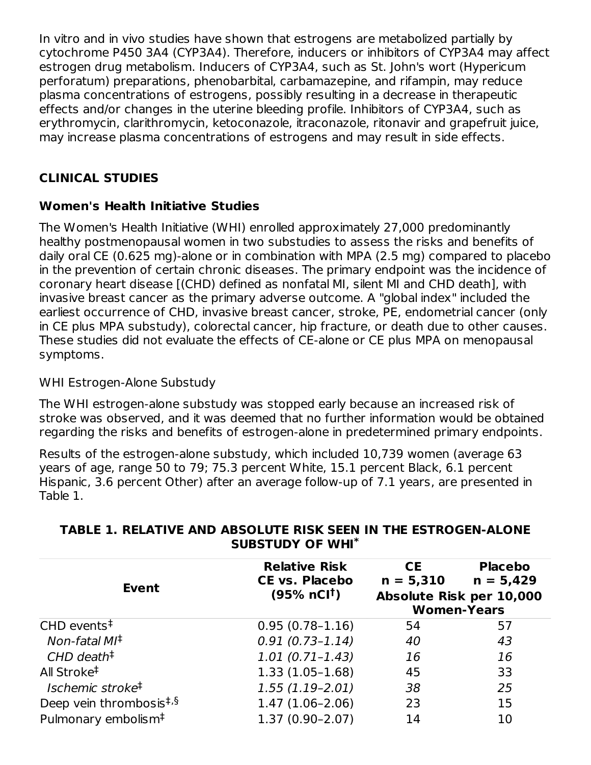In vitro and in vivo studies have shown that estrogens are metabolized partially by cytochrome P450 3A4 (CYP3A4). Therefore, inducers or inhibitors of CYP3A4 may affect estrogen drug metabolism. Inducers of CYP3A4, such as St. John's wort (Hypericum perforatum) preparations, phenobarbital, carbamazepine, and rifampin, may reduce plasma concentrations of estrogens, possibly resulting in a decrease in therapeutic effects and/or changes in the uterine bleeding profile. Inhibitors of CYP3A4, such as erythromycin, clarithromycin, ketoconazole, itraconazole, ritonavir and grapefruit juice, may increase plasma concentrations of estrogens and may result in side effects.

## CLINICAL STUDIES

### Women's Health Initiative Studies

The Women's Health Initiative (WHI) enrolled approximately 27,000 predominantly healthy postmenopausal women in two substudies to assess the risks and benefits of daily oral CE (0.625 mg)-alone or in combination with MPA (2.5 mg) compared to placebo in the prevention of certain chronic diseases. The primary endpoint was the incidence of coronary heart disease [(CHD) defined as nonfatal MI, silent MI and CHD death], with invasive breast cancer as the primary adverse outcome. A "global index" included the earliest occurrence of CHD, invasive breast cancer, stroke, PE, endometrial cancer (only in CE plus MPA substudy), colorectal cancer, hip fracture, or death due to other causes. These studies did not evaluate the effects of CE-alone or CE plus MPA on menopausal symptoms.

WHI Estrogen-Alone Substudy

The WHI estrogen-alone substudy was stopped early because an increased risk of stroke was observed, and it was deemed that no further information would be obtained regarding the risks and benefits of estrogen-alone in predetermined primary endpoints.

Results of the estrogen-alone substudy, which included 10,739 women (average 63 years of age, range 50 to 79; 75.3 percent White, 15.1 percent Black, 6.1 percent Hispanic, 3.6 percent Other) after an average follow-up of 7.1 years, are presented in Table 1.

**TABLE 1. RELATIVE AND ABSOLUTE RISK SEEN IN THE ESTROGEN-ALONE SUBSTUDY OF WHI***

| Event | Relative Risk CE vs. Placebo (95% nCI†) | CE n = 5,310 | Placebo n = 5,429 |
|---|---|---|---|
| | | Absolute Risk per 10,000 Women-Years | |
| CHD events‡ | 0.95 (0.78–1.16) | 54 | 57 |
| *Non-fatal MI‡* | *0.91 (0.73–1.14)* | *40* | *43* |
| *CHD death‡* | *1.01 (0.71–1.43)* | *16* | *16* |
| All Stroke‡ | 1.33 (1.05–1.68) | 45 | 33 |
| *Ischemic stroke‡* | *1.55 (1.19–2.01)* | *38* | *25* |
| Deep vein thrombosis‡,§ | 1.47 (1.06–2.06) | 23 | 15 |
| Pulmonary embolism‡ | 1.37 (0.90–2.07) | 14 | 10 |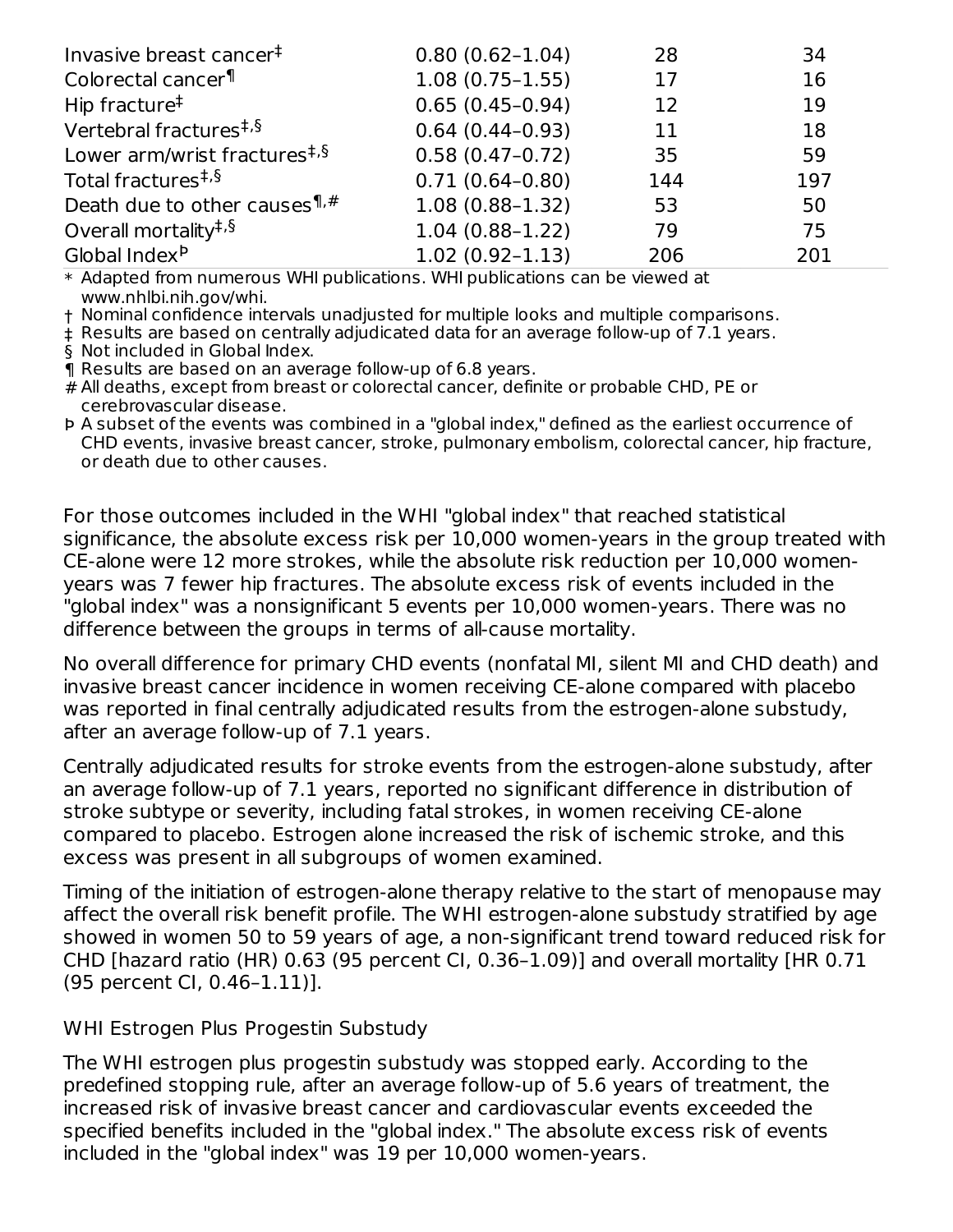| | | | |
|---|---|---|---|
| Invasive breast cancer‡ | 0.80 (0.62–1.04) | 28 | 34 |
| Colorectal cancer¶ | 1.08 (0.75–1.55) | 17 | 16 |
| Hip fracture‡ | 0.65 (0.45–0.94) | 12 | 19 |
| Vertebral fractures‡,§ | 0.64 (0.44–0.93) | 11 | 18 |
| Lower arm/wrist fractures‡,§ | 0.58 (0.47–0.72) | 35 | 59 |
| Total fractures‡,§ | 0.71 (0.64–0.80) | 144 | 197 |
| Death due to other causes¶,# | 1.08 (0.88–1.32) | 53 | 50 |
| Overall mortality‡,§ | 1.04 (0.88–1.22) | 79 | 75 |
| Global IndexÞ | 1.02 (0.92–1.13) | 206 | 201 |

\* Adapted from numerous WHI publications. WHI publications can be viewed at www.nhlbi.nih.gov/whi.

† Nominal confidence intervals unadjusted for multiple looks and multiple comparisons.

‡ Results are based on centrally adjudicated data for an average follow-up of 7.1 years.

§ Not included in Global Index.

¶ Results are based on an average follow-up of 6.8 years.

# All deaths, except from breast or colorectal cancer, definite or probable CHD, PE or cerebrovascular disease.

Þ A subset of the events was combined in a "global index," defined as the earliest occurrence of CHD events, invasive breast cancer, stroke, pulmonary embolism, colorectal cancer, hip fracture, or death due to other causes.

For those outcomes included in the WHI "global index" that reached statistical significance, the absolute excess risk per 10,000 women-years in the group treated with CE-alone were 12 more strokes, while the absolute risk reduction per 10,000 women-years was 7 fewer hip fractures. The absolute excess risk of events included in the "global index" was a nonsignificant 5 events per 10,000 women-years. There was no difference between the groups in terms of all-cause mortality.

No overall difference for primary CHD events (nonfatal MI, silent MI and CHD death) and invasive breast cancer incidence in women receiving CE-alone compared with placebo was reported in final centrally adjudicated results from the estrogen-alone substudy, after an average follow-up of 7.1 years.

Centrally adjudicated results for stroke events from the estrogen-alone substudy, after an average follow-up of 7.1 years, reported no significant difference in distribution of stroke subtype or severity, including fatal strokes, in women receiving CE-alone compared to placebo. Estrogen alone increased the risk of ischemic stroke, and this excess was present in all subgroups of women examined.

Timing of the initiation of estrogen-alone therapy relative to the start of menopause may affect the overall risk benefit profile. The WHI estrogen-alone substudy stratified by age showed in women 50 to 59 years of age, a non-significant trend toward reduced risk for CHD [hazard ratio (HR) 0.63 (95 percent CI, 0.36–1.09)] and overall mortality [HR 0.71 (95 percent CI, 0.46–1.11)].

WHI Estrogen Plus Progestin Substudy

The WHI estrogen plus progestin substudy was stopped early. According to the predefined stopping rule, after an average follow-up of 5.6 years of treatment, the increased risk of invasive breast cancer and cardiovascular events exceeded the specified benefits included in the "global index." The absolute excess risk of events included in the "global index" was 19 per 10,000 women-years.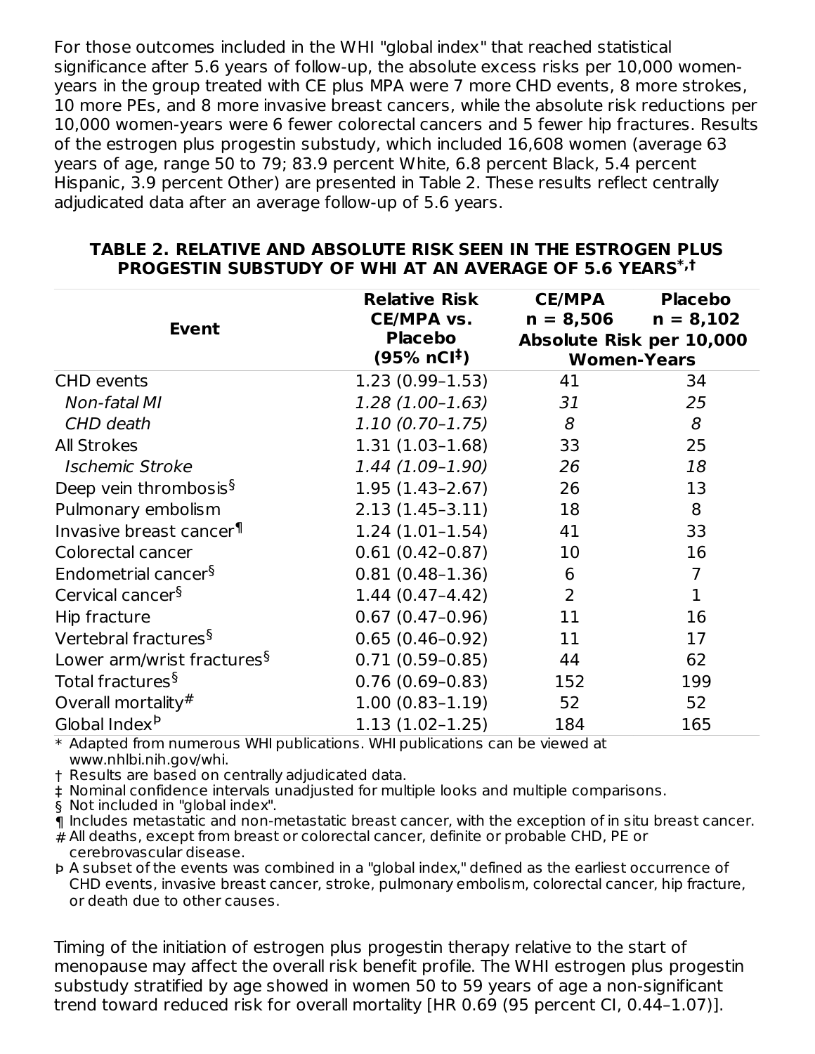For those outcomes included in the WHI "global index" that reached statistical significance after 5.6 years of follow-up, the absolute excess risks per 10,000 women-years in the group treated with CE plus MPA were 7 more CHD events, 8 more strokes, 10 more PEs, and 8 more invasive breast cancers, while the absolute risk reductions per 10,000 women-years were 6 fewer colorectal cancers and 5 fewer hip fractures. Results of the estrogen plus progestin substudy, which included 16,608 women (average 63 years of age, range 50 to 79; 83.9 percent White, 6.8 percent Black, 5.4 percent Hispanic, 3.9 percent Other) are presented in Table 2. These results reflect centrally adjudicated data after an average follow-up of 5.6 years.

**TABLE 2. RELATIVE AND ABSOLUTE RISK SEEN IN THE ESTROGEN PLUS PROGESTIN SUBSTUDY OF WHI AT AN AVERAGE OF 5.6 YEARS*,†**

| Event | Relative Risk CE/MPA vs. Placebo (95% nCI‡) | CE/MPA n = 8,506 | Placebo n = 8,102 |
|---|---|---|---|
| | | Absolute Risk per 10,000 Women-Years | |
| CHD events | 1.23 (0.99–1.53) | 41 | 34 |
| *Non-fatal MI* | *1.28 (1.00–1.63)* | *31* | *25* |
| *CHD death* | *1.10 (0.70–1.75)* | *8* | *8* |
| All Strokes | 1.31 (1.03–1.68) | 33 | 25 |
| *Ischemic Stroke* | *1.44 (1.09–1.90)* | *26* | *18* |
| Deep vein thrombosis§ | 1.95 (1.43–2.67) | 26 | 13 |
| Pulmonary embolism | 2.13 (1.45–3.11) | 18 | 8 |
| Invasive breast cancer¶ | 1.24 (1.01–1.54) | 41 | 33 |
| Colorectal cancer | 0.61 (0.42–0.87) | 10 | 16 |
| Endometrial cancer§ | 0.81 (0.48–1.36) | 6 | 7 |
| Cervical cancer§ | 1.44 (0.47–4.42) | 2 | 1 |
| Hip fracture | 0.67 (0.47–0.96) | 11 | 16 |
| Vertebral fractures§ | 0.65 (0.46–0.92) | 11 | 17 |
| Lower arm/wrist fractures§ | 0.71 (0.59–0.85) | 44 | 62 |
| Total fractures§ | 0.76 (0.69–0.83) | 152 | 199 |
| Overall mortality# | 1.00 (0.83–1.19) | 52 | 52 |
| Global Indexþ | 1.13 (1.02–1.25) | 184 | 165 |

\* Adapted from numerous WHI publications. WHI publications can be viewed at www.nhlbi.nih.gov/whi.
† Results are based on centrally adjudicated data.
‡ Nominal confidence intervals unadjusted for multiple looks and multiple comparisons.
§ Not included in "global index".
¶ Includes metastatic and non-metastatic breast cancer, with the exception of in situ breast cancer.
\# All deaths, except from breast or colorectal cancer, definite or probable CHD, PE or cerebrovascular disease.
þ A subset of the events was combined in a "global index," defined as the earliest occurrence of CHD events, invasive breast cancer, stroke, pulmonary embolism, colorectal cancer, hip fracture, or death due to other causes.

Timing of the initiation of estrogen plus progestin therapy relative to the start of menopause may affect the overall risk benefit profile. The WHI estrogen plus progestin substudy stratified by age showed in women 50 to 59 years of age a non-significant trend toward reduced risk for overall mortality [HR 0.69 (95 percent CI, 0.44–1.07)].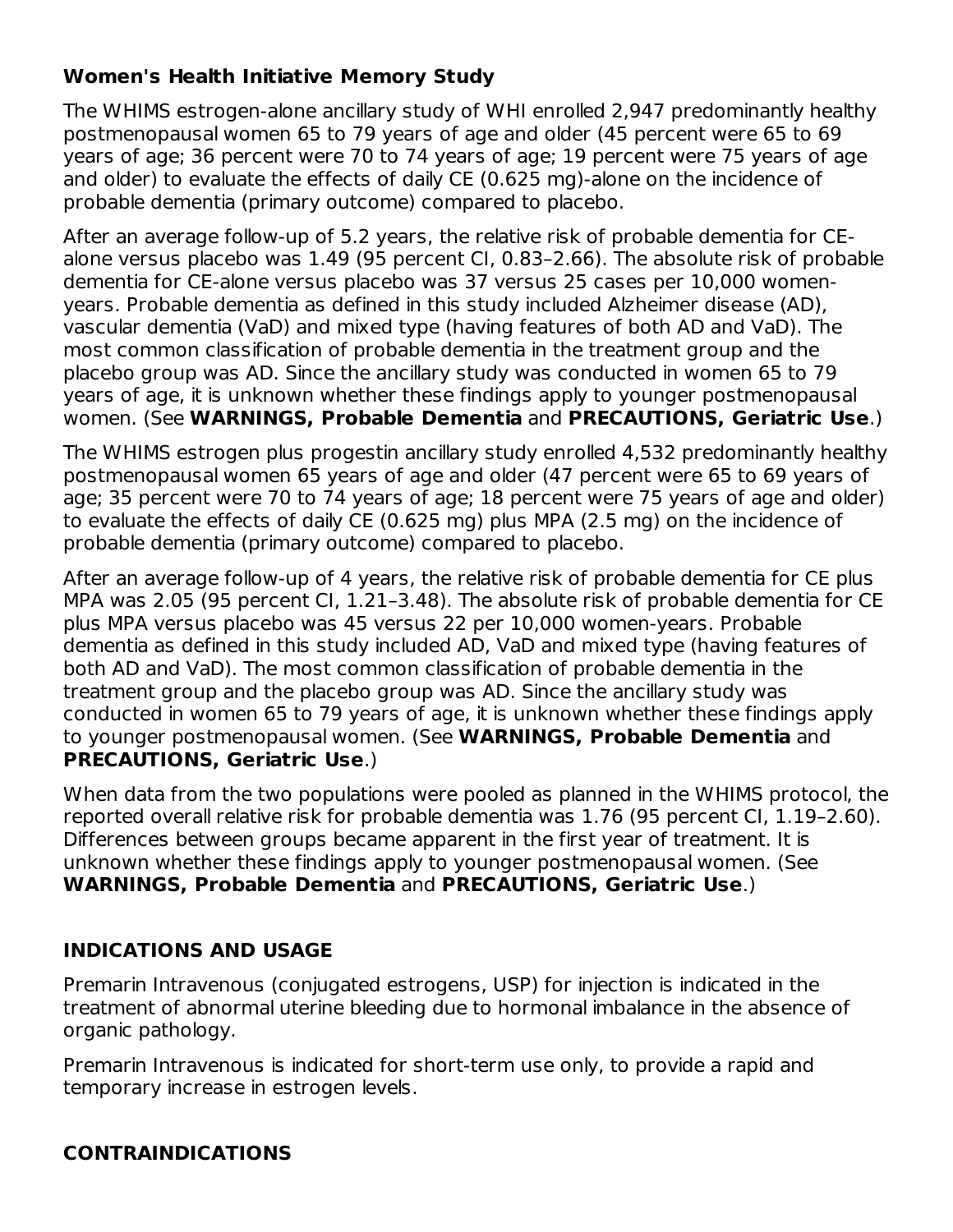**Women's Health Initiative Memory Study**

The WHIMS estrogen-alone ancillary study of WHI enrolled 2,947 predominantly healthy postmenopausal women 65 to 79 years of age and older (45 percent were 65 to 69 years of age; 36 percent were 70 to 74 years of age; 19 percent were 75 years of age and older) to evaluate the effects of daily CE (0.625 mg)-alone on the incidence of probable dementia (primary outcome) compared to placebo.

After an average follow-up of 5.2 years, the relative risk of probable dementia for CE-alone versus placebo was 1.49 (95 percent CI, 0.83–2.66). The absolute risk of probable dementia for CE-alone versus placebo was 37 versus 25 cases per 10,000 women-years. Probable dementia as defined in this study included Alzheimer disease (AD), vascular dementia (VaD) and mixed type (having features of both AD and VaD). The most common classification of probable dementia in the treatment group and the placebo group was AD. Since the ancillary study was conducted in women 65 to 79 years of age, it is unknown whether these findings apply to younger postmenopausal women. (See **WARNINGS, Probable Dementia** and **PRECAUTIONS, Geriatric Use**.)

The WHIMS estrogen plus progestin ancillary study enrolled 4,532 predominantly healthy postmenopausal women 65 years of age and older (47 percent were 65 to 69 years of age; 35 percent were 70 to 74 years of age; 18 percent were 75 years of age and older) to evaluate the effects of daily CE (0.625 mg) plus MPA (2.5 mg) on the incidence of probable dementia (primary outcome) compared to placebo.

After an average follow-up of 4 years, the relative risk of probable dementia for CE plus MPA was 2.05 (95 percent CI, 1.21–3.48). The absolute risk of probable dementia for CE plus MPA versus placebo was 45 versus 22 per 10,000 women-years. Probable dementia as defined in this study included AD, VaD and mixed type (having features of both AD and VaD). The most common classification of probable dementia in the treatment group and the placebo group was AD. Since the ancillary study was conducted in women 65 to 79 years of age, it is unknown whether these findings apply to younger postmenopausal women. (See **WARNINGS, Probable Dementia** and **PRECAUTIONS, Geriatric Use**.)

When data from the two populations were pooled as planned in the WHIMS protocol, the reported overall relative risk for probable dementia was 1.76 (95 percent CI, 1.19–2.60). Differences between groups became apparent in the first year of treatment. It is unknown whether these findings apply to younger postmenopausal women. (See **WARNINGS, Probable Dementia** and **PRECAUTIONS, Geriatric Use**.)

## INDICATIONS AND USAGE

Premarin Intravenous (conjugated estrogens, USP) for injection is indicated in the treatment of abnormal uterine bleeding due to hormonal imbalance in the absence of organic pathology.

Premarin Intravenous is indicated for short-term use only, to provide a rapid and temporary increase in estrogen levels.

## CONTRAINDICATIONS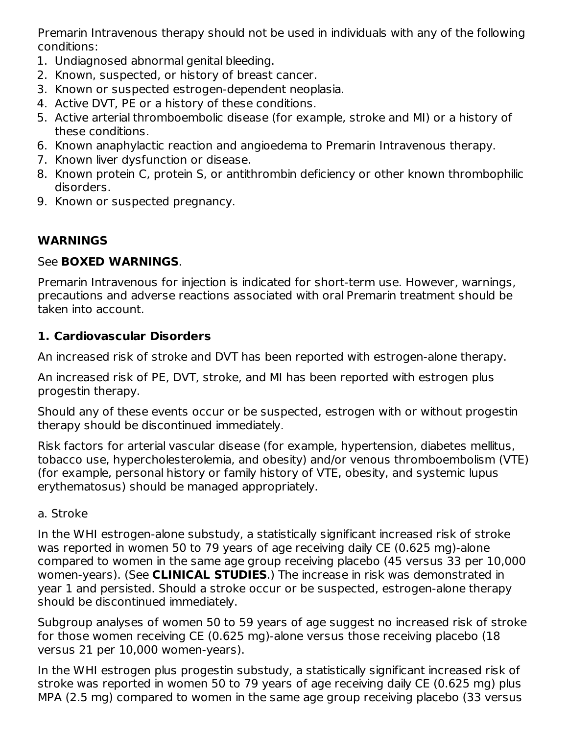Premarin Intravenous therapy should not be used in individuals with any of the following conditions:

1. Undiagnosed abnormal genital bleeding.
2. Known, suspected, or history of breast cancer.
3. Known or suspected estrogen-dependent neoplasia.
4. Active DVT, PE or a history of these conditions.
5. Active arterial thromboembolic disease (for example, stroke and MI) or a history of these conditions.
6. Known anaphylactic reaction and angioedema to Premarin Intravenous therapy.
7. Known liver dysfunction or disease.
8. Known protein C, protein S, or antithrombin deficiency or other known thrombophilic disorders.
9. Known or suspected pregnancy.

## WARNINGS

See **BOXED WARNINGS**.

Premarin Intravenous for injection is indicated for short-term use. However, warnings, precautions and adverse reactions associated with oral Premarin treatment should be taken into account.

### 1. Cardiovascular Disorders

An increased risk of stroke and DVT has been reported with estrogen-alone therapy.

An increased risk of PE, DVT, stroke, and MI has been reported with estrogen plus progestin therapy.

Should any of these events occur or be suspected, estrogen with or without progestin therapy should be discontinued immediately.

Risk factors for arterial vascular disease (for example, hypertension, diabetes mellitus, tobacco use, hypercholesterolemia, and obesity) and/or venous thromboembolism (VTE) (for example, personal history or family history of VTE, obesity, and systemic lupus erythematosus) should be managed appropriately.

a. Stroke

In the WHI estrogen-alone substudy, a statistically significant increased risk of stroke was reported in women 50 to 79 years of age receiving daily CE (0.625 mg)-alone compared to women in the same age group receiving placebo (45 versus 33 per 10,000 women-years). (See **CLINICAL STUDIES**.) The increase in risk was demonstrated in year 1 and persisted. Should a stroke occur or be suspected, estrogen-alone therapy should be discontinued immediately.

Subgroup analyses of women 50 to 59 years of age suggest no increased risk of stroke for those women receiving CE (0.625 mg)-alone versus those receiving placebo (18 versus 21 per 10,000 women-years).

In the WHI estrogen plus progestin substudy, a statistically significant increased risk of stroke was reported in women 50 to 79 years of age receiving daily CE (0.625 mg) plus MPA (2.5 mg) compared to women in the same age group receiving placebo (33 versus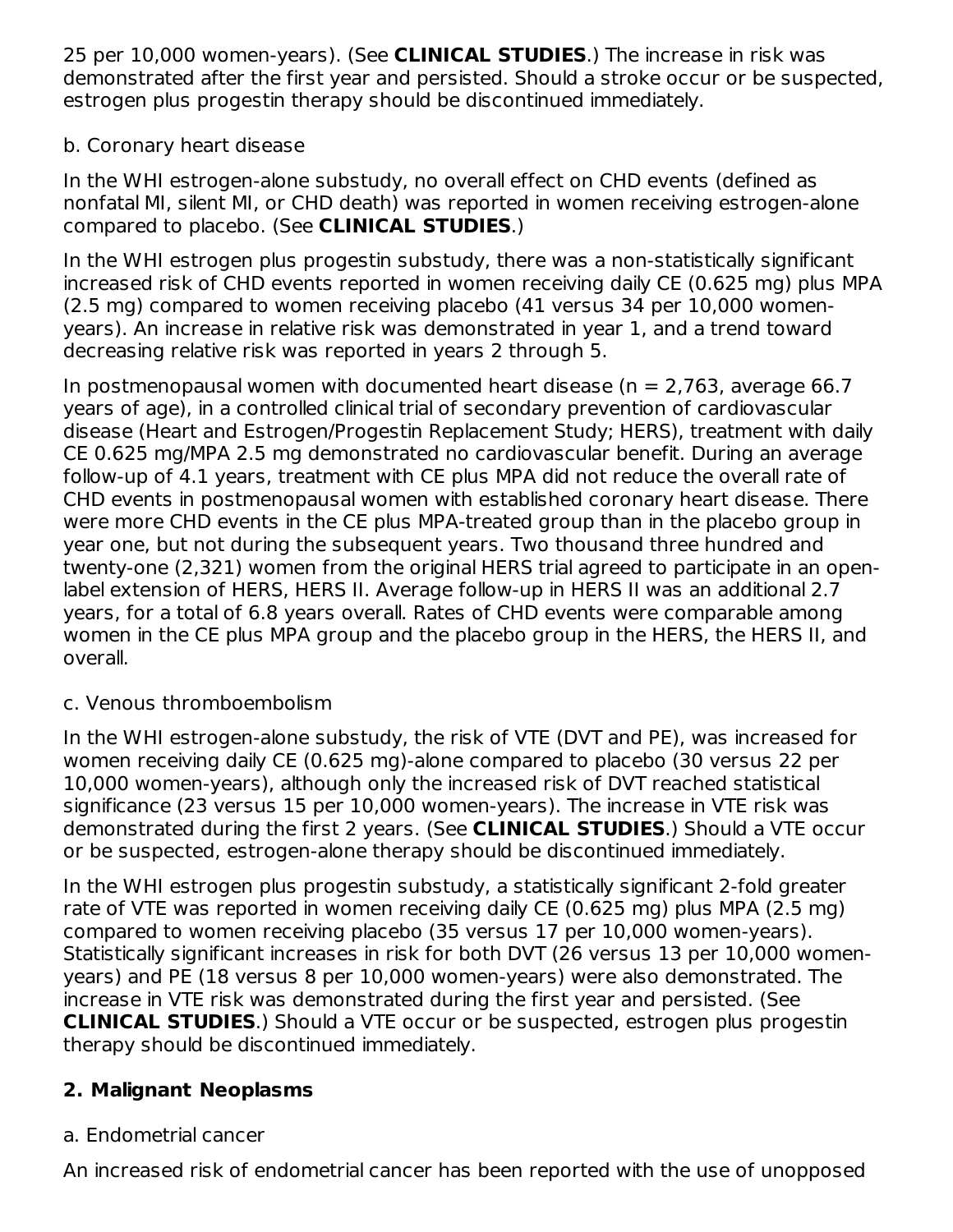25 per 10,000 women-years). (See **CLINICAL STUDIES**.) The increase in risk was demonstrated after the first year and persisted. Should a stroke occur or be suspected, estrogen plus progestin therapy should be discontinued immediately.

b. Coronary heart disease

In the WHI estrogen-alone substudy, no overall effect on CHD events (defined as nonfatal MI, silent MI, or CHD death) was reported in women receiving estrogen-alone compared to placebo. (See **CLINICAL STUDIES**.)

In the WHI estrogen plus progestin substudy, there was a non-statistically significant increased risk of CHD events reported in women receiving daily CE (0.625 mg) plus MPA (2.5 mg) compared to women receiving placebo (41 versus 34 per 10,000 women-years). An increase in relative risk was demonstrated in year 1, and a trend toward decreasing relative risk was reported in years 2 through 5.

In postmenopausal women with documented heart disease (n = 2,763, average 66.7 years of age), in a controlled clinical trial of secondary prevention of cardiovascular disease (Heart and Estrogen/Progestin Replacement Study; HERS), treatment with daily CE 0.625 mg/MPA 2.5 mg demonstrated no cardiovascular benefit. During an average follow-up of 4.1 years, treatment with CE plus MPA did not reduce the overall rate of CHD events in postmenopausal women with established coronary heart disease. There were more CHD events in the CE plus MPA-treated group than in the placebo group in year one, but not during the subsequent years. Two thousand three hundred and twenty-one (2,321) women from the original HERS trial agreed to participate in an open-label extension of HERS, HERS II. Average follow-up in HERS II was an additional 2.7 years, for a total of 6.8 years overall. Rates of CHD events were comparable among women in the CE plus MPA group and the placebo group in the HERS, the HERS II, and overall.

c. Venous thromboembolism

In the WHI estrogen-alone substudy, the risk of VTE (DVT and PE), was increased for women receiving daily CE (0.625 mg)-alone compared to placebo (30 versus 22 per 10,000 women-years), although only the increased risk of DVT reached statistical significance (23 versus 15 per 10,000 women-years). The increase in VTE risk was demonstrated during the first 2 years. (See **CLINICAL STUDIES**.) Should a VTE occur or be suspected, estrogen-alone therapy should be discontinued immediately.

In the WHI estrogen plus progestin substudy, a statistically significant 2-fold greater rate of VTE was reported in women receiving daily CE (0.625 mg) plus MPA (2.5 mg) compared to women receiving placebo (35 versus 17 per 10,000 women-years). Statistically significant increases in risk for both DVT (26 versus 13 per 10,000 women-years) and PE (18 versus 8 per 10,000 women-years) were also demonstrated. The increase in VTE risk was demonstrated during the first year and persisted. (See **CLINICAL STUDIES**.) Should a VTE occur or be suspected, estrogen plus progestin therapy should be discontinued immediately.

**2. Malignant Neoplasms**

a. Endometrial cancer

An increased risk of endometrial cancer has been reported with the use of unopposed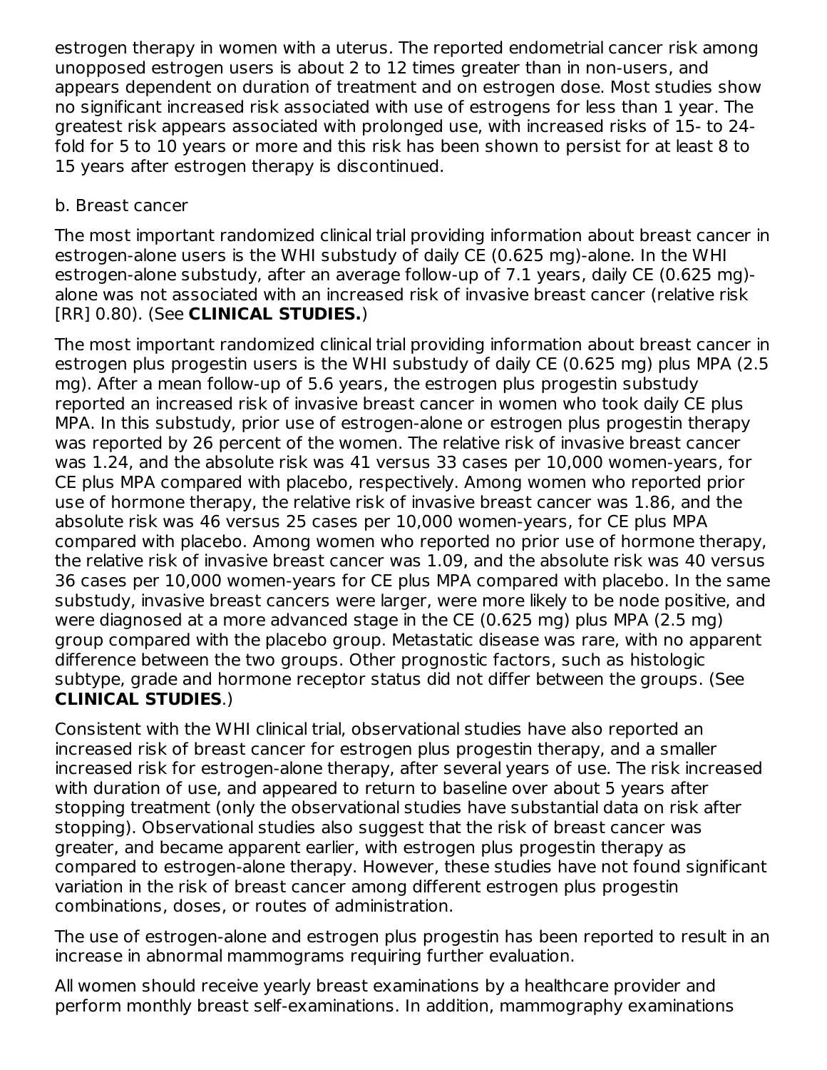estrogen therapy in women with a uterus. The reported endometrial cancer risk among unopposed estrogen users is about 2 to 12 times greater than in non-users, and appears dependent on duration of treatment and on estrogen dose. Most studies show no significant increased risk associated with use of estrogens for less than 1 year. The greatest risk appears associated with prolonged use, with increased risks of 15- to 24-fold for 5 to 10 years or more and this risk has been shown to persist for at least 8 to 15 years after estrogen therapy is discontinued.

b. Breast cancer

The most important randomized clinical trial providing information about breast cancer in estrogen-alone users is the WHI substudy of daily CE (0.625 mg)-alone. In the WHI estrogen-alone substudy, after an average follow-up of 7.1 years, daily CE (0.625 mg)-alone was not associated with an increased risk of invasive breast cancer (relative risk [RR] 0.80). (See **CLINICAL STUDIES.**)

The most important randomized clinical trial providing information about breast cancer in estrogen plus progestin users is the WHI substudy of daily CE (0.625 mg) plus MPA (2.5 mg). After a mean follow-up of 5.6 years, the estrogen plus progestin substudy reported an increased risk of invasive breast cancer in women who took daily CE plus MPA. In this substudy, prior use of estrogen-alone or estrogen plus progestin therapy was reported by 26 percent of the women. The relative risk of invasive breast cancer was 1.24, and the absolute risk was 41 versus 33 cases per 10,000 women-years, for CE plus MPA compared with placebo, respectively. Among women who reported prior use of hormone therapy, the relative risk of invasive breast cancer was 1.86, and the absolute risk was 46 versus 25 cases per 10,000 women-years, for CE plus MPA compared with placebo. Among women who reported no prior use of hormone therapy, the relative risk of invasive breast cancer was 1.09, and the absolute risk was 40 versus 36 cases per 10,000 women-years for CE plus MPA compared with placebo. In the same substudy, invasive breast cancers were larger, were more likely to be node positive, and were diagnosed at a more advanced stage in the CE (0.625 mg) plus MPA (2.5 mg) group compared with the placebo group. Metastatic disease was rare, with no apparent difference between the two groups. Other prognostic factors, such as histologic subtype, grade and hormone receptor status did not differ between the groups. (See **CLINICAL STUDIES**.)

Consistent with the WHI clinical trial, observational studies have also reported an increased risk of breast cancer for estrogen plus progestin therapy, and a smaller increased risk for estrogen-alone therapy, after several years of use. The risk increased with duration of use, and appeared to return to baseline over about 5 years after stopping treatment (only the observational studies have substantial data on risk after stopping). Observational studies also suggest that the risk of breast cancer was greater, and became apparent earlier, with estrogen plus progestin therapy as compared to estrogen-alone therapy. However, these studies have not found significant variation in the risk of breast cancer among different estrogen plus progestin combinations, doses, or routes of administration.

The use of estrogen-alone and estrogen plus progestin has been reported to result in an increase in abnormal mammograms requiring further evaluation.

All women should receive yearly breast examinations by a healthcare provider and perform monthly breast self-examinations. In addition, mammography examinations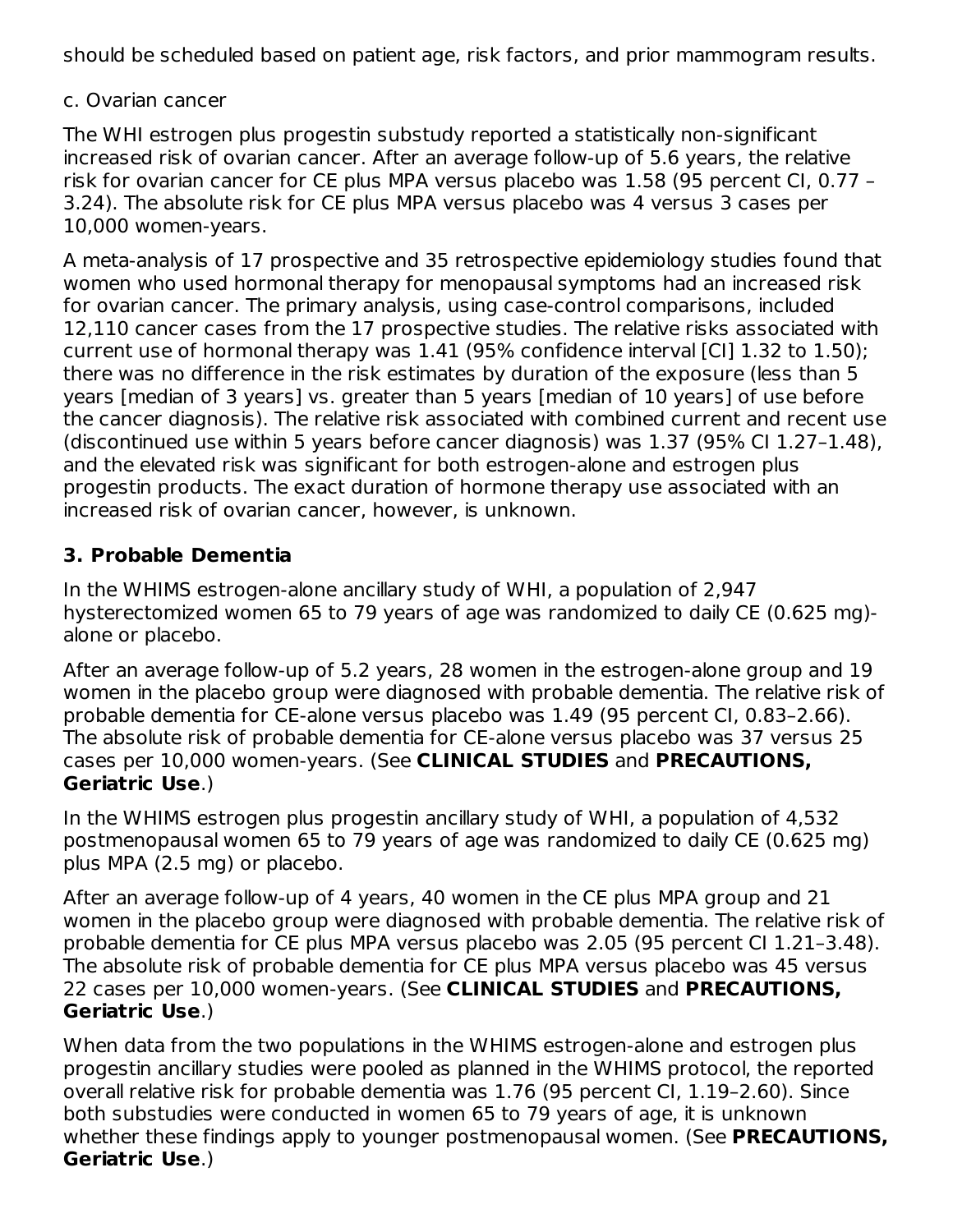should be scheduled based on patient age, risk factors, and prior mammogram results.

c. Ovarian cancer

The WHI estrogen plus progestin substudy reported a statistically non-significant increased risk of ovarian cancer. After an average follow-up of 5.6 years, the relative risk for ovarian cancer for CE plus MPA versus placebo was 1.58 (95 percent CI, 0.77 – 3.24). The absolute risk for CE plus MPA versus placebo was 4 versus 3 cases per 10,000 women-years.

A meta-analysis of 17 prospective and 35 retrospective epidemiology studies found that women who used hormonal therapy for menopausal symptoms had an increased risk for ovarian cancer. The primary analysis, using case-control comparisons, included 12,110 cancer cases from the 17 prospective studies. The relative risks associated with current use of hormonal therapy was 1.41 (95% confidence interval [CI] 1.32 to 1.50); there was no difference in the risk estimates by duration of the exposure (less than 5 years [median of 3 years] vs. greater than 5 years [median of 10 years] of use before the cancer diagnosis). The relative risk associated with combined current and recent use (discontinued use within 5 years before cancer diagnosis) was 1.37 (95% CI 1.27–1.48), and the elevated risk was significant for both estrogen-alone and estrogen plus progestin products. The exact duration of hormone therapy use associated with an increased risk of ovarian cancer, however, is unknown.

### 3. Probable Dementia

In the WHIMS estrogen-alone ancillary study of WHI, a population of 2,947 hysterectomized women 65 to 79 years of age was randomized to daily CE (0.625 mg)-alone or placebo.

After an average follow-up of 5.2 years, 28 women in the estrogen-alone group and 19 women in the placebo group were diagnosed with probable dementia. The relative risk of probable dementia for CE-alone versus placebo was 1.49 (95 percent CI, 0.83–2.66). The absolute risk of probable dementia for CE-alone versus placebo was 37 versus 25 cases per 10,000 women-years. (See **CLINICAL STUDIES** and **PRECAUTIONS, Geriatric Use**.)

In the WHIMS estrogen plus progestin ancillary study of WHI, a population of 4,532 postmenopausal women 65 to 79 years of age was randomized to daily CE (0.625 mg) plus MPA (2.5 mg) or placebo.

After an average follow-up of 4 years, 40 women in the CE plus MPA group and 21 women in the placebo group were diagnosed with probable dementia. The relative risk of probable dementia for CE plus MPA versus placebo was 2.05 (95 percent CI 1.21–3.48). The absolute risk of probable dementia for CE plus MPA versus placebo was 45 versus 22 cases per 10,000 women-years. (See **CLINICAL STUDIES** and **PRECAUTIONS, Geriatric Use**.)

When data from the two populations in the WHIMS estrogen-alone and estrogen plus progestin ancillary studies were pooled as planned in the WHIMS protocol, the reported overall relative risk for probable dementia was 1.76 (95 percent CI, 1.19–2.60). Since both substudies were conducted in women 65 to 79 years of age, it is unknown whether these findings apply to younger postmenopausal women. (See **PRECAUTIONS, Geriatric Use**.)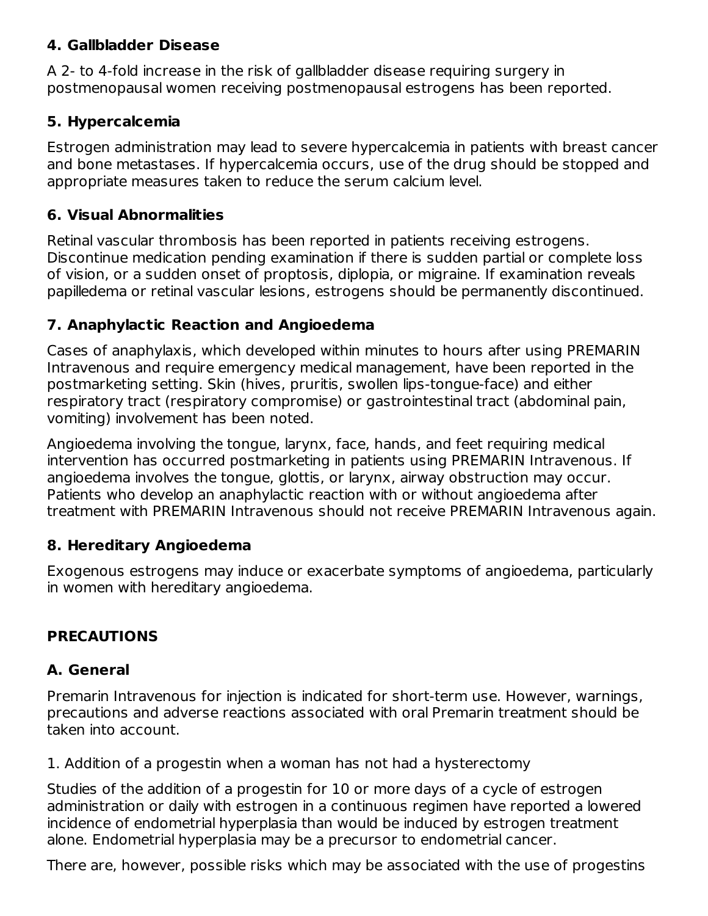### 4. Gallbladder Disease

A 2- to 4-fold increase in the risk of gallbladder disease requiring surgery in postmenopausal women receiving postmenopausal estrogens has been reported.

### 5. Hypercalcemia

Estrogen administration may lead to severe hypercalcemia in patients with breast cancer and bone metastases. If hypercalcemia occurs, use of the drug should be stopped and appropriate measures taken to reduce the serum calcium level.

### 6. Visual Abnormalities

Retinal vascular thrombosis has been reported in patients receiving estrogens. Discontinue medication pending examination if there is sudden partial or complete loss of vision, or a sudden onset of proptosis, diplopia, or migraine. If examination reveals papilledema or retinal vascular lesions, estrogens should be permanently discontinued.

### 7. Anaphylactic Reaction and Angioedema

Cases of anaphylaxis, which developed within minutes to hours after using PREMARIN Intravenous and require emergency medical management, have been reported in the postmarketing setting. Skin (hives, pruritis, swollen lips-tongue-face) and either respiratory tract (respiratory compromise) or gastrointestinal tract (abdominal pain, vomiting) involvement has been noted.

Angioedema involving the tongue, larynx, face, hands, and feet requiring medical intervention has occurred postmarketing in patients using PREMARIN Intravenous. If angioedema involves the tongue, glottis, or larynx, airway obstruction may occur. Patients who develop an anaphylactic reaction with or without angioedema after treatment with PREMARIN Intravenous should not receive PREMARIN Intravenous again.

### 8. Hereditary Angioedema

Exogenous estrogens may induce or exacerbate symptoms of angioedema, particularly in women with hereditary angioedema.

## PRECAUTIONS

### A. General

Premarin Intravenous for injection is indicated for short-term use. However, warnings, precautions and adverse reactions associated with oral Premarin treatment should be taken into account.

1. Addition of a progestin when a woman has not had a hysterectomy

Studies of the addition of a progestin for 10 or more days of a cycle of estrogen administration or daily with estrogen in a continuous regimen have reported a lowered incidence of endometrial hyperplasia than would be induced by estrogen treatment alone. Endometrial hyperplasia may be a precursor to endometrial cancer.

There are, however, possible risks which may be associated with the use of progestins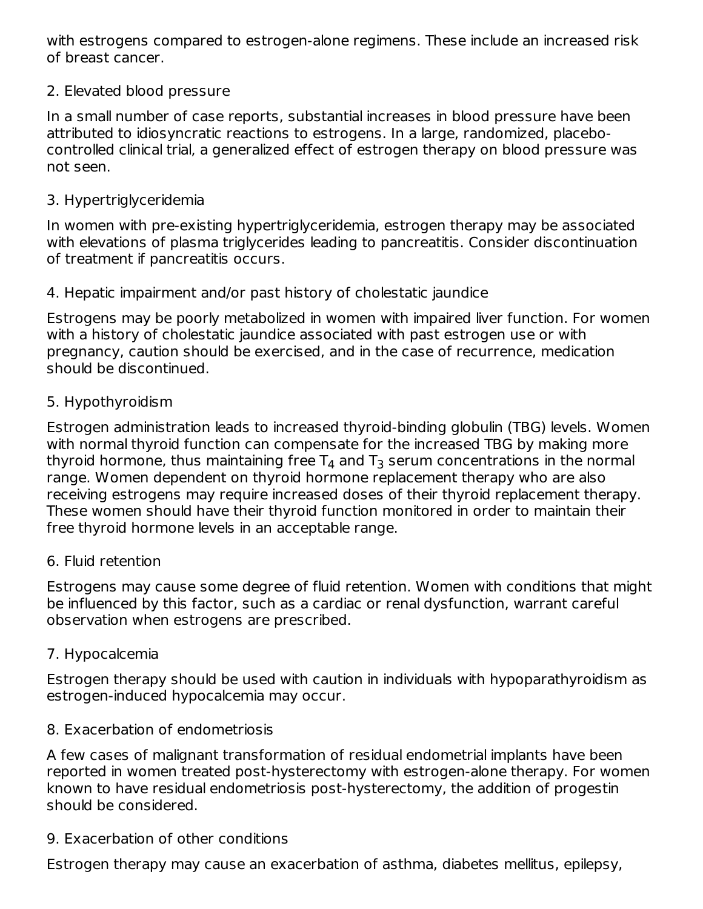with estrogens compared to estrogen-alone regimens. These include an increased risk of breast cancer.

2. Elevated blood pressure

In a small number of case reports, substantial increases in blood pressure have been attributed to idiosyncratic reactions to estrogens. In a large, randomized, placebo-controlled clinical trial, a generalized effect of estrogen therapy on blood pressure was not seen.

3. Hypertriglyceridemia

In women with pre-existing hypertriglyceridemia, estrogen therapy may be associated with elevations of plasma triglycerides leading to pancreatitis. Consider discontinuation of treatment if pancreatitis occurs.

4. Hepatic impairment and/or past history of cholestatic jaundice

Estrogens may be poorly metabolized in women with impaired liver function. For women with a history of cholestatic jaundice associated with past estrogen use or with pregnancy, caution should be exercised, and in the case of recurrence, medication should be discontinued.

5. Hypothyroidism

Estrogen administration leads to increased thyroid-binding globulin (TBG) levels. Women with normal thyroid function can compensate for the increased TBG by making more thyroid hormone, thus maintaining free $T_4$ and $T_3$ serum concentrations in the normal range. Women dependent on thyroid hormone replacement therapy who are also receiving estrogens may require increased doses of their thyroid replacement therapy. These women should have their thyroid function monitored in order to maintain their free thyroid hormone levels in an acceptable range.

6. Fluid retention

Estrogens may cause some degree of fluid retention. Women with conditions that might be influenced by this factor, such as a cardiac or renal dysfunction, warrant careful observation when estrogens are prescribed.

7. Hypocalcemia

Estrogen therapy should be used with caution in individuals with hypoparathyroidism as estrogen-induced hypocalcemia may occur.

8. Exacerbation of endometriosis

A few cases of malignant transformation of residual endometrial implants have been reported in women treated post-hysterectomy with estrogen-alone therapy. For women known to have residual endometriosis post-hysterectomy, the addition of progestin should be considered.

9. Exacerbation of other conditions

Estrogen therapy may cause an exacerbation of asthma, diabetes mellitus, epilepsy,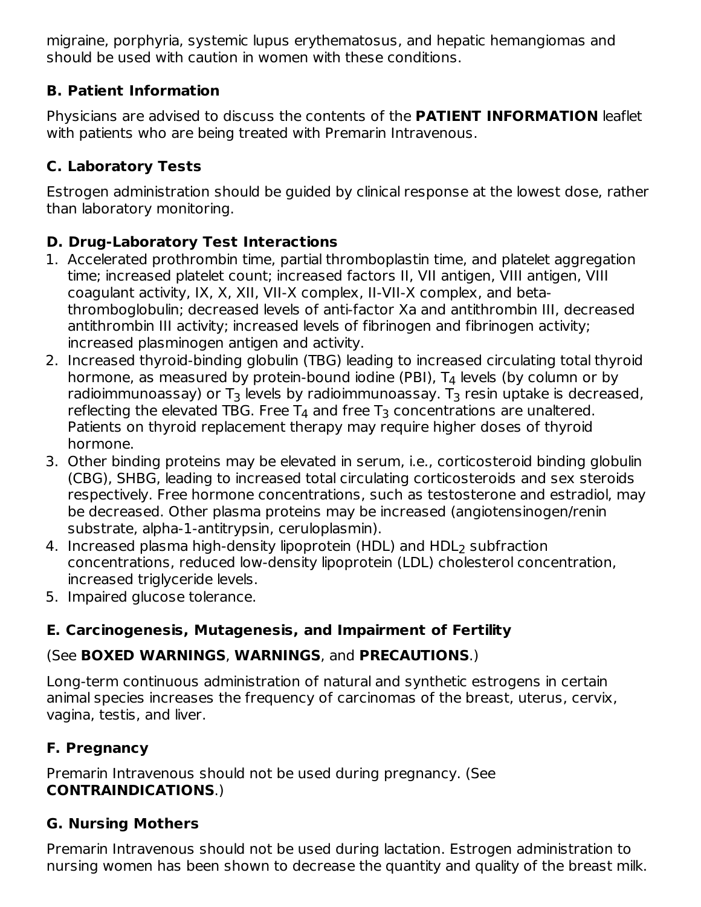migraine, porphyria, systemic lupus erythematosus, and hepatic hemangiomas and should be used with caution in women with these conditions.

### B. Patient Information

Physicians are advised to discuss the contents of the **PATIENT INFORMATION** leaflet with patients who are being treated with Premarin Intravenous.

### C. Laboratory Tests

Estrogen administration should be guided by clinical response at the lowest dose, rather than laboratory monitoring.

### D. Drug-Laboratory Test Interactions

1. Accelerated prothrombin time, partial thromboplastin time, and platelet aggregation time; increased platelet count; increased factors II, VII antigen, VIII antigen, VIII coagulant activity, IX, X, XII, VII-X complex, II-VII-X complex, and beta-thromboglobulin; decreased levels of anti-factor Xa and antithrombin III, decreased antithrombin III activity; increased levels of fibrinogen and fibrinogen activity; increased plasminogen antigen and activity.
2. Increased thyroid-binding globulin (TBG) leading to increased circulating total thyroid hormone, as measured by protein-bound iodine (PBI), $T_4$ levels (by column or by radioimmunoassay) or $T_3$ levels by radioimmunoassay. $T_3$ resin uptake is decreased, reflecting the elevated TBG. Free $T_4$ and free $T_3$ concentrations are unaltered. Patients on thyroid replacement therapy may require higher doses of thyroid hormone.
3. Other binding proteins may be elevated in serum, i.e., corticosteroid binding globulin (CBG), SHBG, leading to increased total circulating corticosteroids and sex steroids respectively. Free hormone concentrations, such as testosterone and estradiol, may be decreased. Other plasma proteins may be increased (angiotensinogen/renin substrate, alpha-1-antitrypsin, ceruloplasmin).
4. Increased plasma high-density lipoprotein (HDL) and $HDL_2$ subfraction concentrations, reduced low-density lipoprotein (LDL) cholesterol concentration, increased triglyceride levels.
5. Impaired glucose tolerance.

### E. Carcinogenesis, Mutagenesis, and Impairment of Fertility

(See **BOXED WARNINGS**, **WARNINGS**, and **PRECAUTIONS**.)

Long-term continuous administration of natural and synthetic estrogens in certain animal species increases the frequency of carcinomas of the breast, uterus, cervix, vagina, testis, and liver.

### F. Pregnancy

Premarin Intravenous should not be used during pregnancy. (See **CONTRAINDICATIONS**.)

### G. Nursing Mothers

Premarin Intravenous should not be used during lactation. Estrogen administration to nursing women has been shown to decrease the quantity and quality of the breast milk.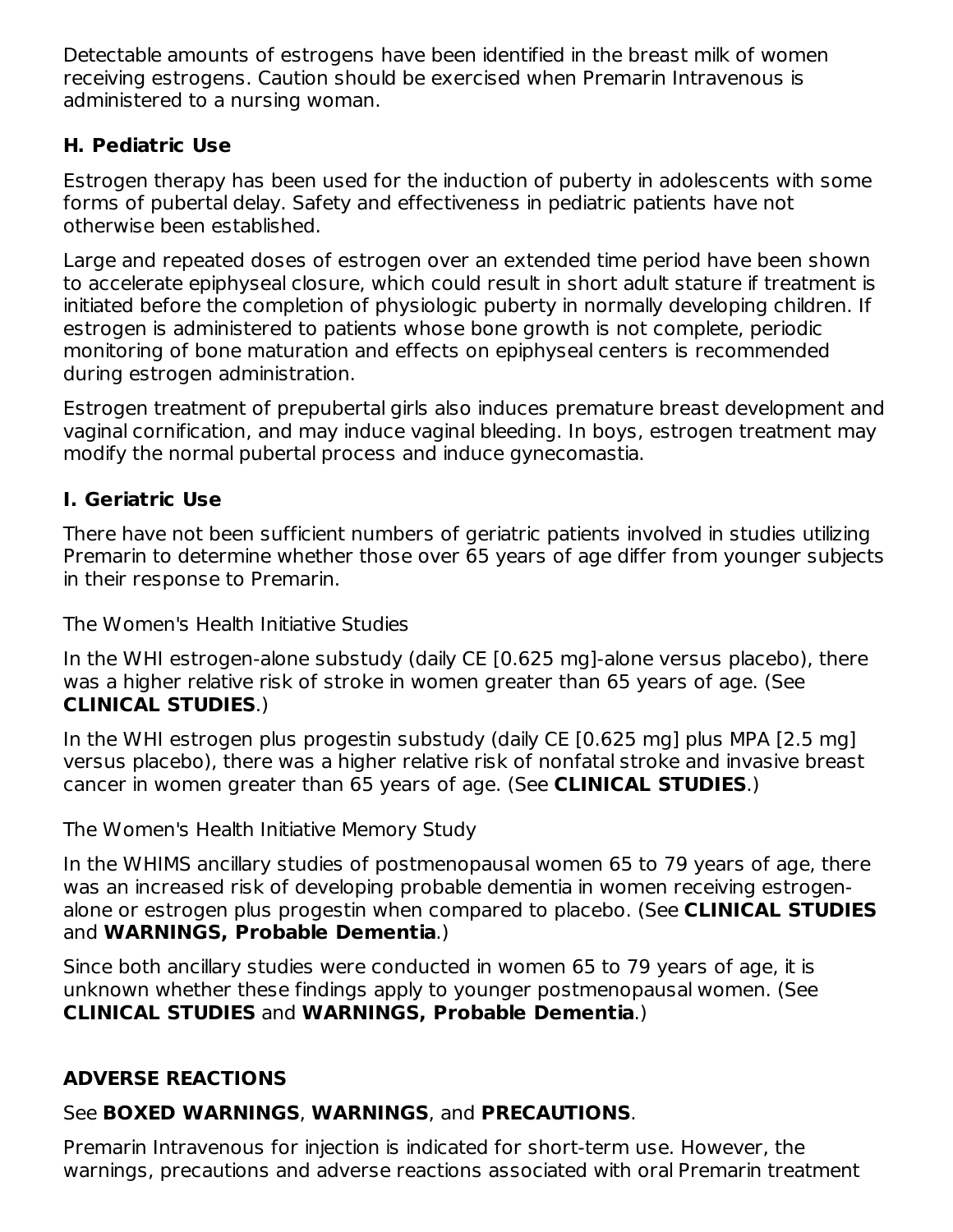Detectable amounts of estrogens have been identified in the breast milk of women receiving estrogens. Caution should be exercised when Premarin Intravenous is administered to a nursing woman.

### H. Pediatric Use

Estrogen therapy has been used for the induction of puberty in adolescents with some forms of pubertal delay. Safety and effectiveness in pediatric patients have not otherwise been established.

Large and repeated doses of estrogen over an extended time period have been shown to accelerate epiphyseal closure, which could result in short adult stature if treatment is initiated before the completion of physiologic puberty in normally developing children. If estrogen is administered to patients whose bone growth is not complete, periodic monitoring of bone maturation and effects on epiphyseal centers is recommended during estrogen administration.

Estrogen treatment of prepubertal girls also induces premature breast development and vaginal cornification, and may induce vaginal bleeding. In boys, estrogen treatment may modify the normal pubertal process and induce gynecomastia.

### I. Geriatric Use

There have not been sufficient numbers of geriatric patients involved in studies utilizing Premarin to determine whether those over 65 years of age differ from younger subjects in their response to Premarin.

The Women's Health Initiative Studies

In the WHI estrogen-alone substudy (daily CE [0.625 mg]-alone versus placebo), there was a higher relative risk of stroke in women greater than 65 years of age. (See **CLINICAL STUDIES**.)

In the WHI estrogen plus progestin substudy (daily CE [0.625 mg] plus MPA [2.5 mg] versus placebo), there was a higher relative risk of nonfatal stroke and invasive breast cancer in women greater than 65 years of age. (See **CLINICAL STUDIES**.)

The Women's Health Initiative Memory Study

In the WHIMS ancillary studies of postmenopausal women 65 to 79 years of age, there was an increased risk of developing probable dementia in women receiving estrogen-alone or estrogen plus progestin when compared to placebo. (See **CLINICAL STUDIES** and **WARNINGS, Probable Dementia**.)

Since both ancillary studies were conducted in women 65 to 79 years of age, it is unknown whether these findings apply to younger postmenopausal women. (See **CLINICAL STUDIES** and **WARNINGS, Probable Dementia**.)

## ADVERSE REACTIONS

See **BOXED WARNINGS**, **WARNINGS**, and **PRECAUTIONS**.

Premarin Intravenous for injection is indicated for short-term use. However, the warnings, precautions and adverse reactions associated with oral Premarin treatment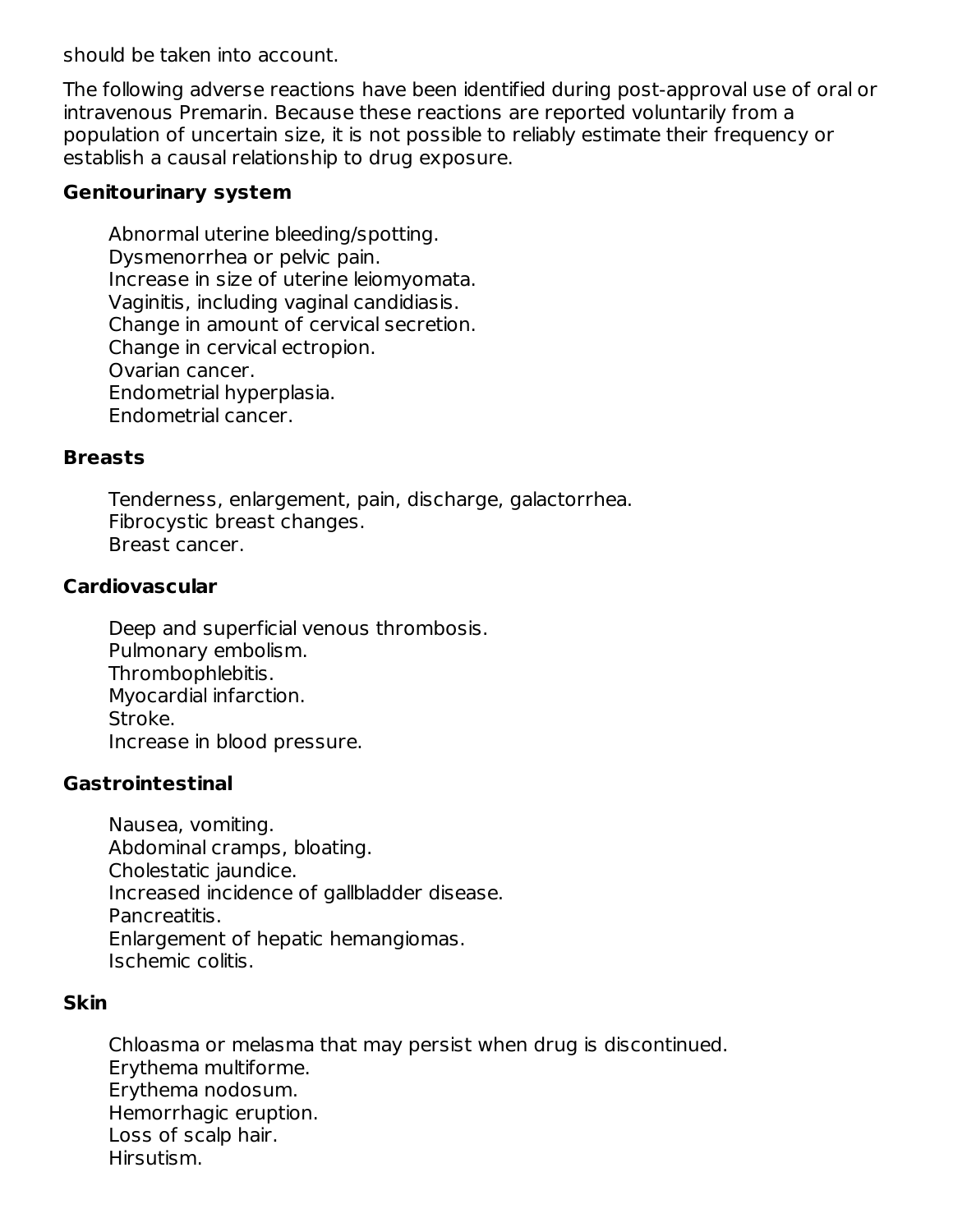should be taken into account.

The following adverse reactions have been identified during post-approval use of oral or intravenous Premarin. Because these reactions are reported voluntarily from a population of uncertain size, it is not possible to reliably estimate their frequency or establish a causal relationship to drug exposure.

**Genitourinary system**

Abnormal uterine bleeding/spotting.
Dysmenorrhea or pelvic pain.
Increase in size of uterine leiomyomata.
Vaginitis, including vaginal candidiasis.
Change in amount of cervical secretion.
Change in cervical ectropion.
Ovarian cancer.
Endometrial hyperplasia.
Endometrial cancer.

**Breasts**

Tenderness, enlargement, pain, discharge, galactorrhea.
Fibrocystic breast changes.
Breast cancer.

**Cardiovascular**

Deep and superficial venous thrombosis.
Pulmonary embolism.
Thrombophlebitis.
Myocardial infarction.
Stroke.
Increase in blood pressure.

**Gastrointestinal**

Nausea, vomiting.
Abdominal cramps, bloating.
Cholestatic jaundice.
Increased incidence of gallbladder disease.
Pancreatitis.
Enlargement of hepatic hemangiomas.
Ischemic colitis.

**Skin**

Chloasma or melasma that may persist when drug is discontinued.
Erythema multiforme.
Erythema nodosum.
Hemorrhagic eruption.
Loss of scalp hair.
Hirsutism.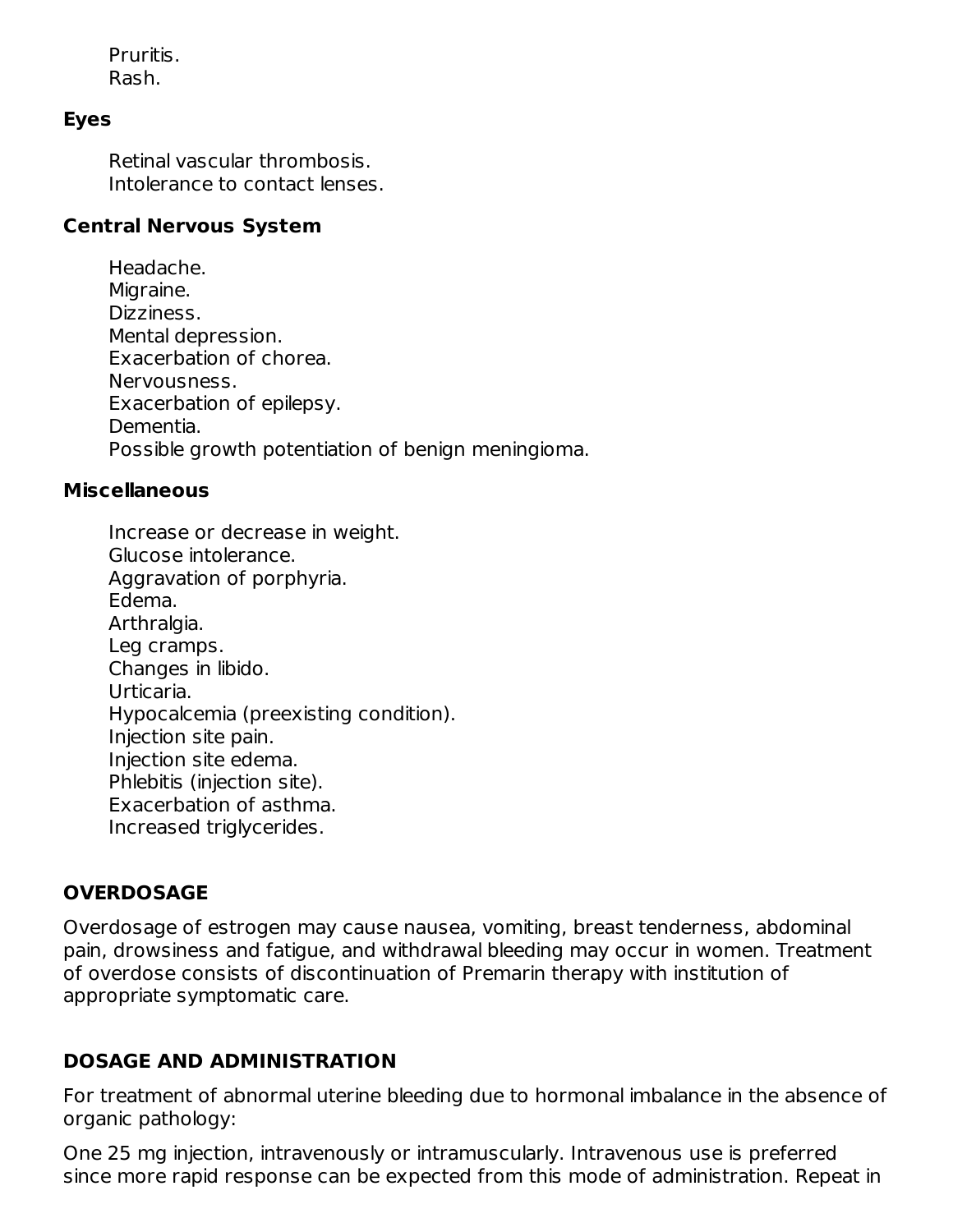Pruritis.
Rash.

**Eyes**

Retinal vascular thrombosis.
Intolerance to contact lenses.

**Central Nervous System**

Headache.
Migraine.
Dizziness.
Mental depression.
Exacerbation of chorea.
Nervousness.
Exacerbation of epilepsy.
Dementia.
Possible growth potentiation of benign meningioma.

**Miscellaneous**

Increase or decrease in weight.
Glucose intolerance.
Aggravation of porphyria.
Edema.
Arthralgia.
Leg cramps.
Changes in libido.
Urticaria.
Hypocalcemia (preexisting condition).
Injection site pain.
Injection site edema.
Phlebitis (injection site).
Exacerbation of asthma.
Increased triglycerides.

## OVERDOSAGE

Overdosage of estrogen may cause nausea, vomiting, breast tenderness, abdominal pain, drowsiness and fatigue, and withdrawal bleeding may occur in women. Treatment of overdose consists of discontinuation of Premarin therapy with institution of appropriate symptomatic care.

## DOSAGE AND ADMINISTRATION

For treatment of abnormal uterine bleeding due to hormonal imbalance in the absence of organic pathology:

One 25 mg injection, intravenously or intramuscularly. Intravenous use is preferred since more rapid response can be expected from this mode of administration. Repeat in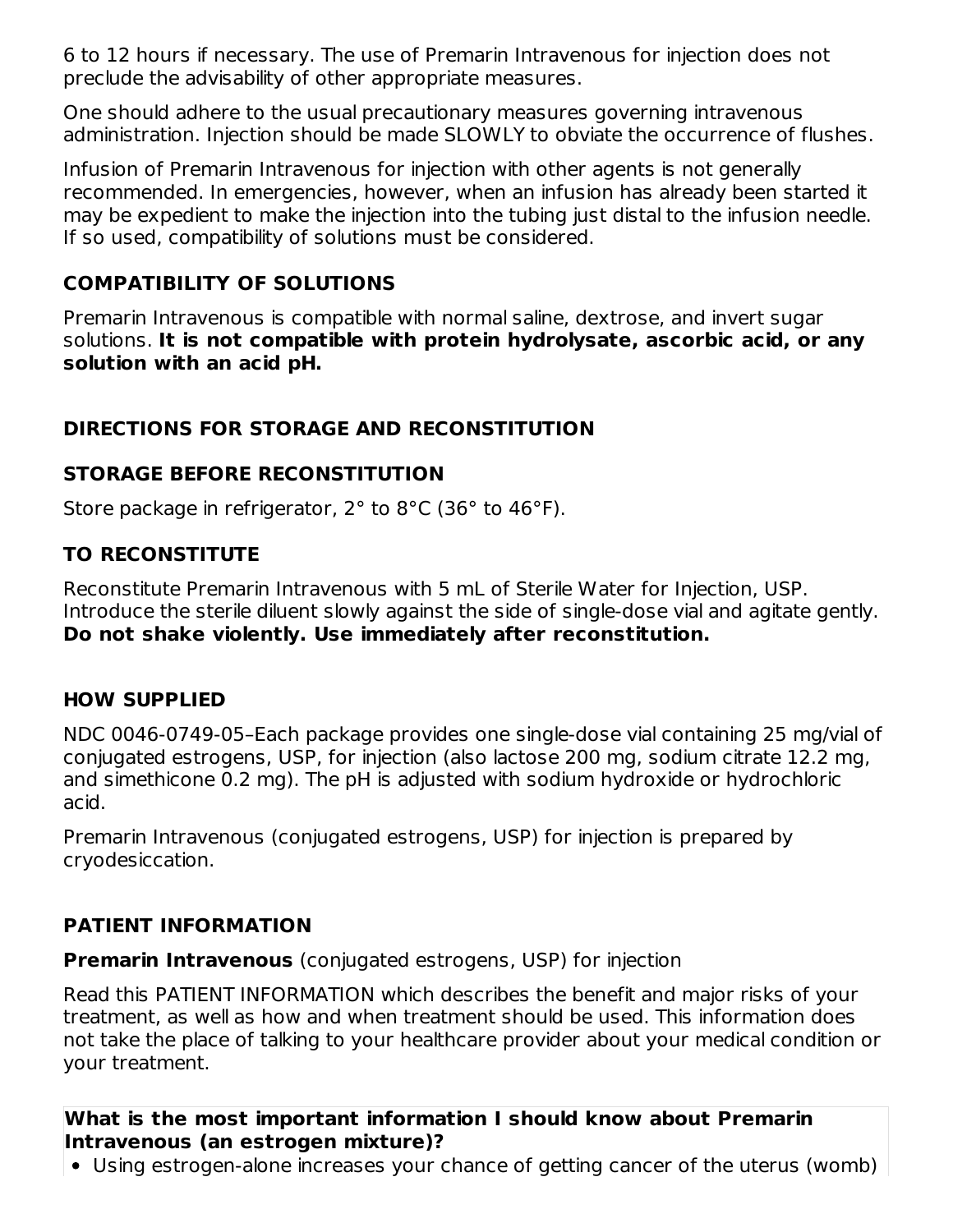6 to 12 hours if necessary. The use of Premarin Intravenous for injection does not preclude the advisability of other appropriate measures.

One should adhere to the usual precautionary measures governing intravenous administration. Injection should be made SLOWLY to obviate the occurrence of flushes.

Infusion of Premarin Intravenous for injection with other agents is not generally recommended. In emergencies, however, when an infusion has already been started it may be expedient to make the injection into the tubing just distal to the infusion needle. If so used, compatibility of solutions must be considered.

## COMPATIBILITY OF SOLUTIONS

Premarin Intravenous is compatible with normal saline, dextrose, and invert sugar solutions. **It is not compatible with protein hydrolysate, ascorbic acid, or any solution with an acid pH.**

## DIRECTIONS FOR STORAGE AND RECONSTITUTION

### STORAGE BEFORE RECONSTITUTION

Store package in refrigerator, 2° to 8°C (36° to 46°F).

### TO RECONSTITUTE

Reconstitute Premarin Intravenous with 5 mL of Sterile Water for Injection, USP. Introduce the sterile diluent slowly against the side of single-dose vial and agitate gently. **Do not shake violently. Use immediately after reconstitution.**

## HOW SUPPLIED

NDC 0046-0749-05–Each package provides one single-dose vial containing 25 mg/vial of conjugated estrogens, USP, for injection (also lactose 200 mg, sodium citrate 12.2 mg, and simethicone 0.2 mg). The pH is adjusted with sodium hydroxide or hydrochloric acid.

Premarin Intravenous (conjugated estrogens, USP) for injection is prepared by cryodesiccation.

## PATIENT INFORMATION

**Premarin Intravenous** (conjugated estrogens, USP) for injection

Read this PATIENT INFORMATION which describes the benefit and major risks of your treatment, as well as how and when treatment should be used. This information does not take the place of talking to your healthcare provider about your medical condition or your treatment.

**What is the most important information I should know about Premarin Intravenous (an estrogen mixture)?**

- Using estrogen-alone increases your chance of getting cancer of the uterus (womb)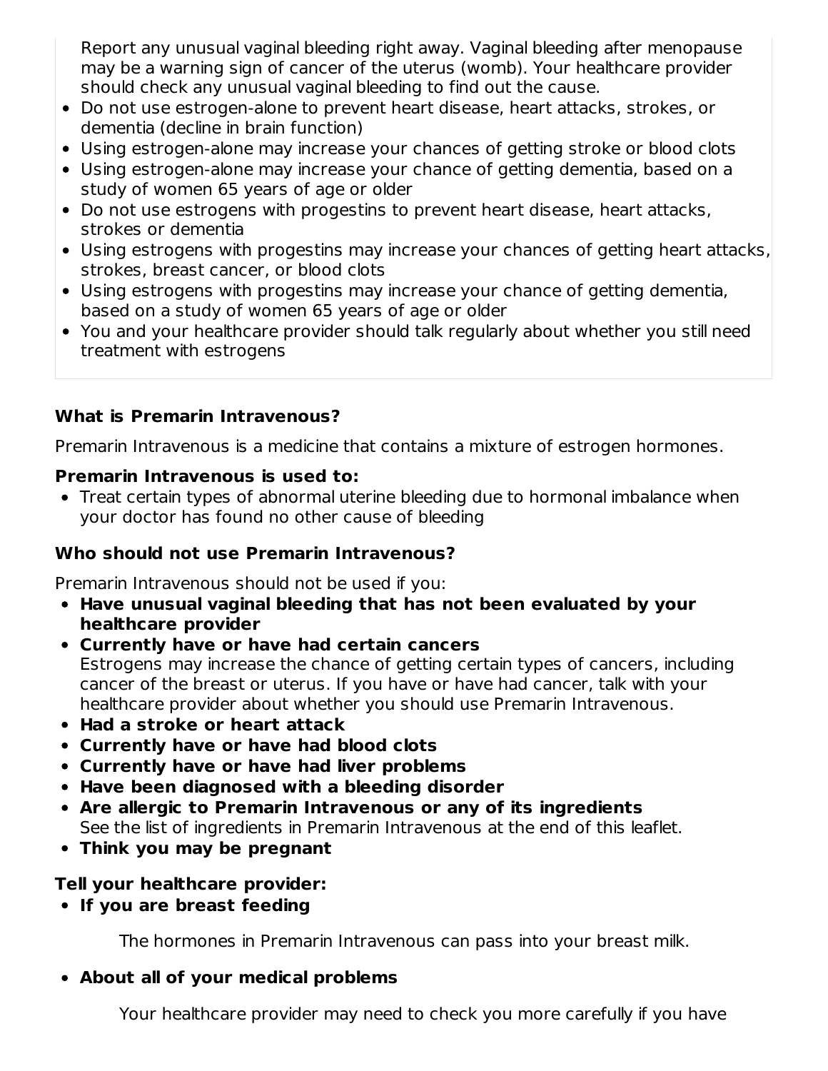Report any unusual vaginal bleeding right away. Vaginal bleeding after menopause may be a warning sign of cancer of the uterus (womb). Your healthcare provider should check any unusual vaginal bleeding to find out the cause.

- Do not use estrogen-alone to prevent heart disease, heart attacks, strokes, or dementia (decline in brain function)
- Using estrogen-alone may increase your chances of getting stroke or blood clots
- Using estrogen-alone may increase your chance of getting dementia, based on a study of women 65 years of age or older
- Do not use estrogens with progestins to prevent heart disease, heart attacks, strokes or dementia
- Using estrogens with progestins may increase your chances of getting heart attacks, strokes, breast cancer, or blood clots
- Using estrogens with progestins may increase your chance of getting dementia, based on a study of women 65 years of age or older
- You and your healthcare provider should talk regularly about whether you still need treatment with estrogens

**What is Premarin Intravenous?**

Premarin Intravenous is a medicine that contains a mixture of estrogen hormones.

**Premarin Intravenous is used to:**

- Treat certain types of abnormal uterine bleeding due to hormonal imbalance when your doctor has found no other cause of bleeding

**Who should not use Premarin Intravenous?**

Premarin Intravenous should not be used if you:

- **Have unusual vaginal bleeding that has not been evaluated by your healthcare provider**
- **Currently have or have had certain cancers**
  Estrogens may increase the chance of getting certain types of cancers, including cancer of the breast or uterus. If you have or have had cancer, talk with your healthcare provider about whether you should use Premarin Intravenous.
- **Had a stroke or heart attack**
- **Currently have or have had blood clots**
- **Currently have or have had liver problems**
- **Have been diagnosed with a bleeding disorder**
- **Are allergic to Premarin Intravenous or any of its ingredients**
  See the list of ingredients in Premarin Intravenous at the end of this leaflet.
- **Think you may be pregnant**

**Tell your healthcare provider:**

- **If you are breast feeding**

  The hormones in Premarin Intravenous can pass into your breast milk.

- **About all of your medical problems**

  Your healthcare provider may need to check you more carefully if you have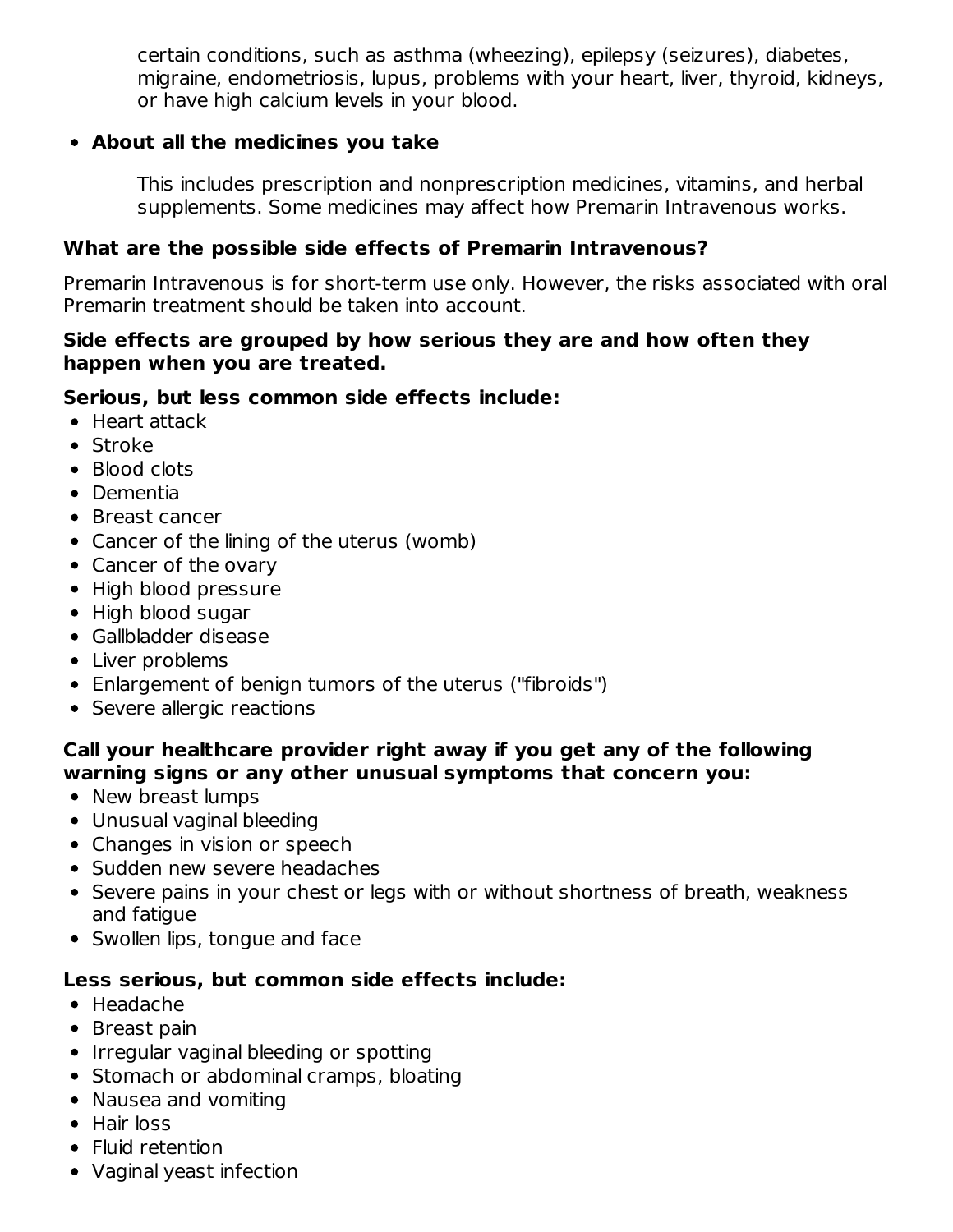certain conditions, such as asthma (wheezing), epilepsy (seizures), diabetes, migraine, endometriosis, lupus, problems with your heart, liver, thyroid, kidneys, or have high calcium levels in your blood.

- **About all the medicines you take**

  This includes prescription and nonprescription medicines, vitamins, and herbal supplements. Some medicines may affect how Premarin Intravenous works.

**What are the possible side effects of Premarin Intravenous?**

Premarin Intravenous is for short-term use only. However, the risks associated with oral Premarin treatment should be taken into account.

**Side effects are grouped by how serious they are and how often they happen when you are treated.**

**Serious, but less common side effects include:**

- Heart attack
- Stroke
- Blood clots
- Dementia
- Breast cancer
- Cancer of the lining of the uterus (womb)
- Cancer of the ovary
- High blood pressure
- High blood sugar
- Gallbladder disease
- Liver problems
- Enlargement of benign tumors of the uterus ("fibroids")
- Severe allergic reactions

**Call your healthcare provider right away if you get any of the following warning signs or any other unusual symptoms that concern you:**

- New breast lumps
- Unusual vaginal bleeding
- Changes in vision or speech
- Sudden new severe headaches
- Severe pains in your chest or legs with or without shortness of breath, weakness and fatigue
- Swollen lips, tongue and face

**Less serious, but common side effects include:**

- Headache
- Breast pain
- Irregular vaginal bleeding or spotting
- Stomach or abdominal cramps, bloating
- Nausea and vomiting
- Hair loss
- Fluid retention
- Vaginal yeast infection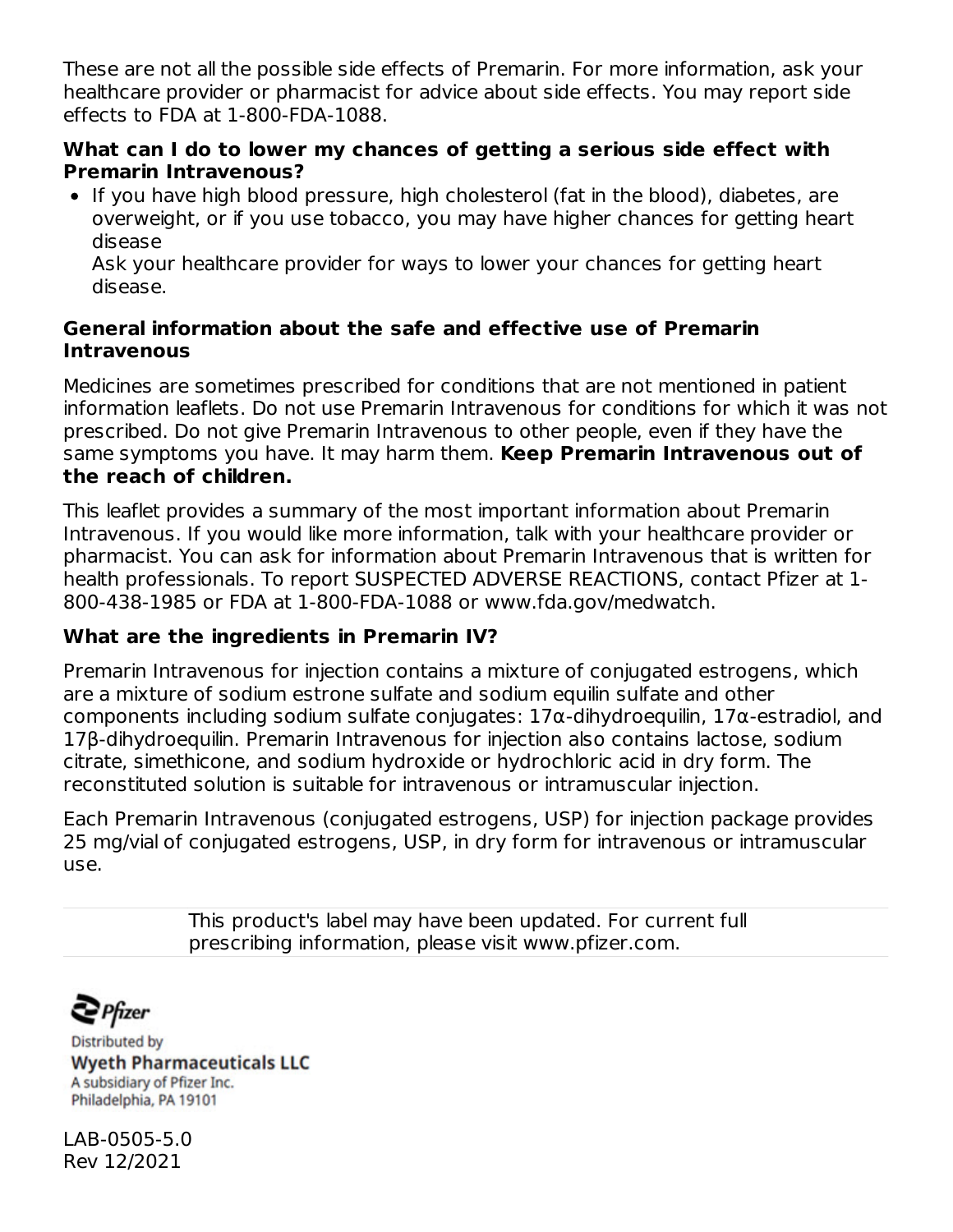These are not all the possible side effects of Premarin. For more information, ask your healthcare provider or pharmacist for advice about side effects. You may report side effects to FDA at 1-800-FDA-1088.

**What can I do to lower my chances of getting a serious side effect with Premarin Intravenous?**

- If you have high blood pressure, high cholesterol (fat in the blood), diabetes, are overweight, or if you use tobacco, you may have higher chances for getting heart disease
  Ask your healthcare provider for ways to lower your chances for getting heart disease.

**General information about the safe and effective use of Premarin Intravenous**

Medicines are sometimes prescribed for conditions that are not mentioned in patient information leaflets. Do not use Premarin Intravenous for conditions for which it was not prescribed. Do not give Premarin Intravenous to other people, even if they have the same symptoms you have. It may harm them. **Keep Premarin Intravenous out of the reach of children.**

This leaflet provides a summary of the most important information about Premarin Intravenous. If you would like more information, talk with your healthcare provider or pharmacist. You can ask for information about Premarin Intravenous that is written for health professionals. To report SUSPECTED ADVERSE REACTIONS, contact Pfizer at 1-800-438-1985 or FDA at 1-800-FDA-1088 or www.fda.gov/medwatch.

**What are the ingredients in Premarin IV?**

Premarin Intravenous for injection contains a mixture of conjugated estrogens, which are a mixture of sodium estrone sulfate and sodium equilin sulfate and other components including sodium sulfate conjugates: 17α-dihydroequilin, 17α-estradiol, and 17β-dihydroequilin. Premarin Intravenous for injection also contains lactose, sodium citrate, simethicone, and sodium hydroxide or hydrochloric acid in dry form. The reconstituted solution is suitable for intravenous or intramuscular injection.

Each Premarin Intravenous (conjugated estrogens, USP) for injection package provides 25 mg/vial of conjugated estrogens, USP, in dry form for intravenous or intramuscular use.

This product's label may have been updated. For current full prescribing information, please visit www.pfizer.com.

Pfizer

Distributed by
**Wyeth Pharmaceuticals LLC**
A subsidiary of Pfizer Inc.
Philadelphia, PA 19101

LAB-0505-5.0
Rev 12/2021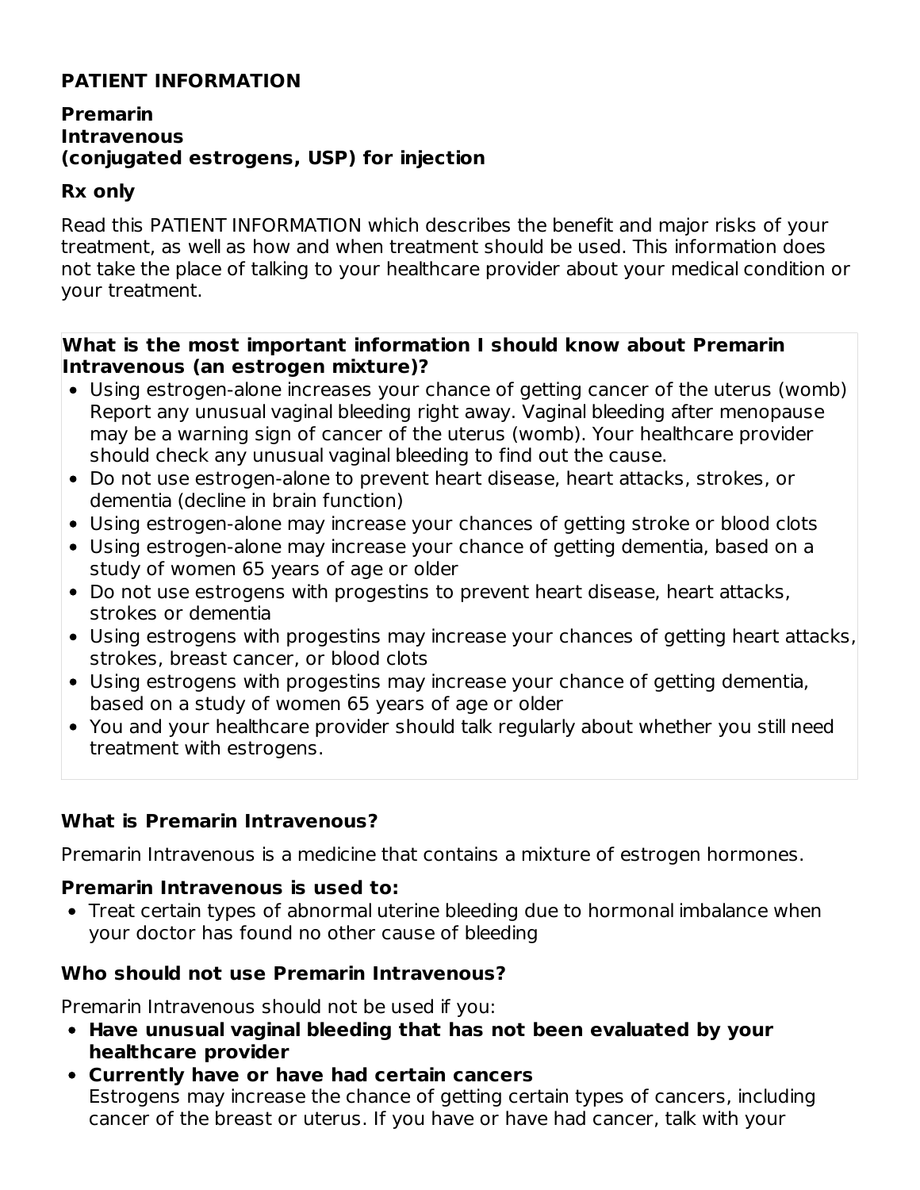**PATIENT INFORMATION**

**Premarin**
**Intravenous**
**(conjugated estrogens, USP) for injection**

**Rx only**

Read this PATIENT INFORMATION which describes the benefit and major risks of your treatment, as well as how and when treatment should be used. This information does not take the place of talking to your healthcare provider about your medical condition or your treatment.

**What is the most important information I should know about Premarin Intravenous (an estrogen mixture)?**

- Using estrogen-alone increases your chance of getting cancer of the uterus (womb) Report any unusual vaginal bleeding right away. Vaginal bleeding after menopause may be a warning sign of cancer of the uterus (womb). Your healthcare provider should check any unusual vaginal bleeding to find out the cause.
- Do not use estrogen-alone to prevent heart disease, heart attacks, strokes, or dementia (decline in brain function)
- Using estrogen-alone may increase your chances of getting stroke or blood clots
- Using estrogen-alone may increase your chance of getting dementia, based on a study of women 65 years of age or older
- Do not use estrogens with progestins to prevent heart disease, heart attacks, strokes or dementia
- Using estrogens with progestins may increase your chances of getting heart attacks, strokes, breast cancer, or blood clots
- Using estrogens with progestins may increase your chance of getting dementia, based on a study of women 65 years of age or older
- You and your healthcare provider should talk regularly about whether you still need treatment with estrogens.

**What is Premarin Intravenous?**

Premarin Intravenous is a medicine that contains a mixture of estrogen hormones.

**Premarin Intravenous is used to:**

- Treat certain types of abnormal uterine bleeding due to hormonal imbalance when your doctor has found no other cause of bleeding

**Who should not use Premarin Intravenous?**

Premarin Intravenous should not be used if you:

- **Have unusual vaginal bleeding that has not been evaluated by your healthcare provider**
- **Currently have or have had certain cancers**
  Estrogens may increase the chance of getting certain types of cancers, including cancer of the breast or uterus. If you have or have had cancer, talk with your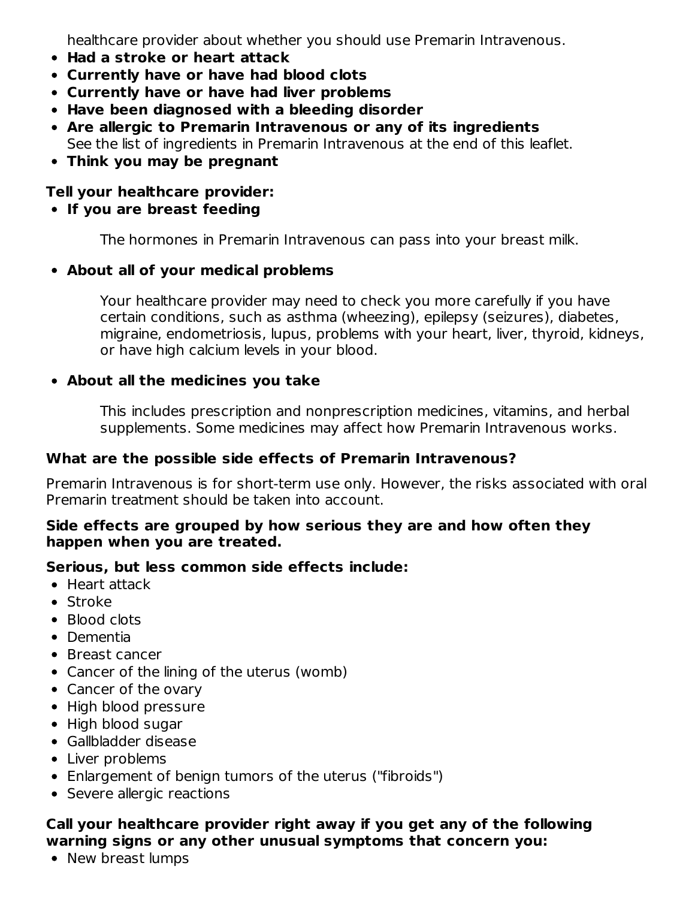healthcare provider about whether you should use Premarin Intravenous.

- **Had a stroke or heart attack**
- **Currently have or have had blood clots**
- **Currently have or have had liver problems**
- **Have been diagnosed with a bleeding disorder**
- **Are allergic to Premarin Intravenous or any of its ingredients**
  See the list of ingredients in Premarin Intravenous at the end of this leaflet.
- **Think you may be pregnant**

**Tell your healthcare provider:**

- **If you are breast feeding**

  The hormones in Premarin Intravenous can pass into your breast milk.

- **About all of your medical problems**

  Your healthcare provider may need to check you more carefully if you have certain conditions, such as asthma (wheezing), epilepsy (seizures), diabetes, migraine, endometriosis, lupus, problems with your heart, liver, thyroid, kidneys, or have high calcium levels in your blood.

- **About all the medicines you take**

  This includes prescription and nonprescription medicines, vitamins, and herbal supplements. Some medicines may affect how Premarin Intravenous works.

**What are the possible side effects of Premarin Intravenous?**

Premarin Intravenous is for short-term use only. However, the risks associated with oral Premarin treatment should be taken into account.

**Side effects are grouped by how serious they are and how often they happen when you are treated.**

**Serious, but less common side effects include:**

- Heart attack
- Stroke
- Blood clots
- Dementia
- Breast cancer
- Cancer of the lining of the uterus (womb)
- Cancer of the ovary
- High blood pressure
- High blood sugar
- Gallbladder disease
- Liver problems
- Enlargement of benign tumors of the uterus ("fibroids")
- Severe allergic reactions

**Call your healthcare provider right away if you get any of the following warning signs or any other unusual symptoms that concern you:**

- New breast lumps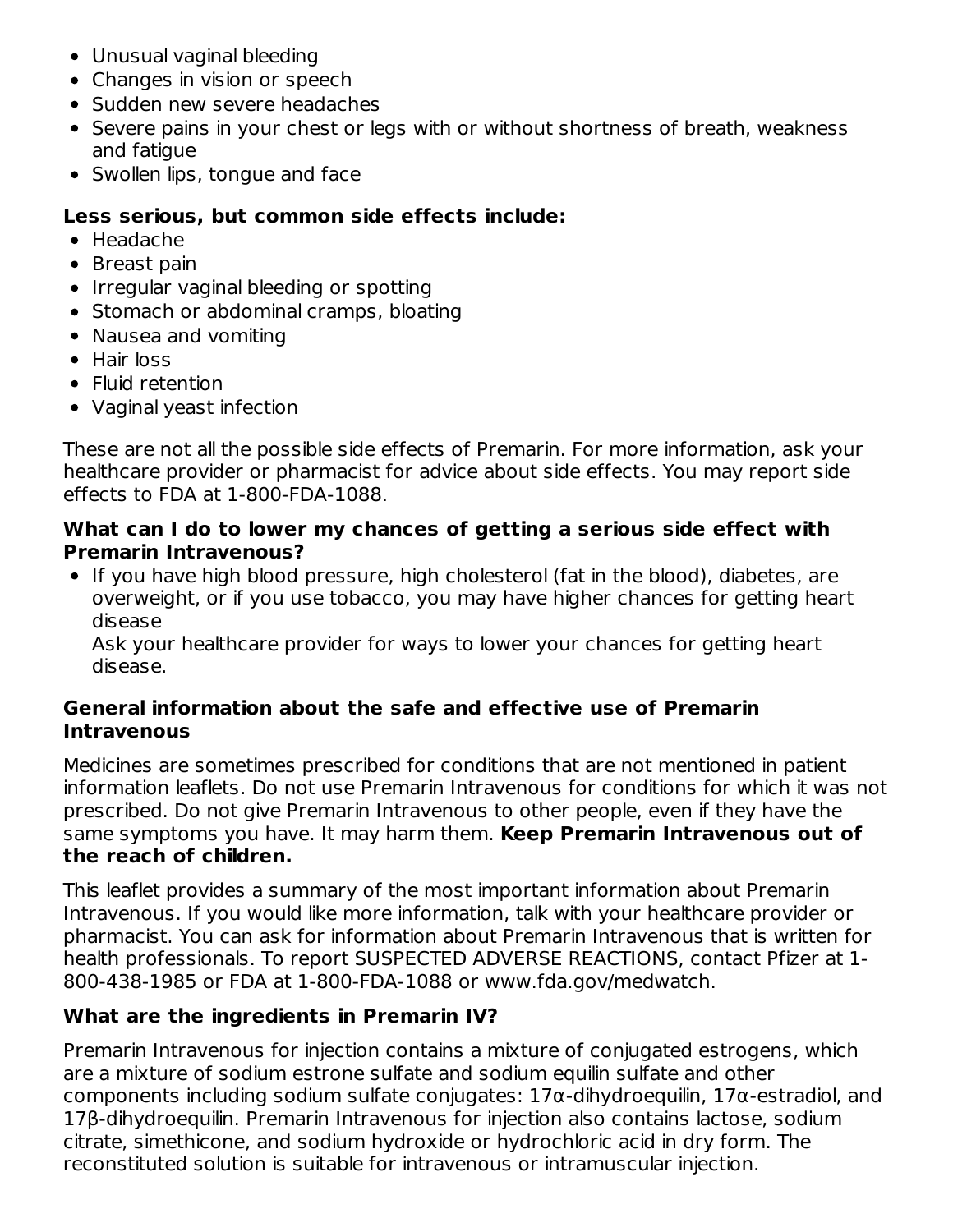- Unusual vaginal bleeding
- Changes in vision or speech
- Sudden new severe headaches
- Severe pains in your chest or legs with or without shortness of breath, weakness and fatigue
- Swollen lips, tongue and face

**Less serious, but common side effects include:**

- Headache
- Breast pain
- Irregular vaginal bleeding or spotting
- Stomach or abdominal cramps, bloating
- Nausea and vomiting
- Hair loss
- Fluid retention
- Vaginal yeast infection

These are not all the possible side effects of Premarin. For more information, ask your healthcare provider or pharmacist for advice about side effects. You may report side effects to FDA at 1-800-FDA-1088.

**What can I do to lower my chances of getting a serious side effect with Premarin Intravenous?**

- If you have high blood pressure, high cholesterol (fat in the blood), diabetes, are overweight, or if you use tobacco, you may have higher chances for getting heart disease
  Ask your healthcare provider for ways to lower your chances for getting heart disease.

**General information about the safe and effective use of Premarin Intravenous**

Medicines are sometimes prescribed for conditions that are not mentioned in patient information leaflets. Do not use Premarin Intravenous for conditions for which it was not prescribed. Do not give Premarin Intravenous to other people, even if they have the same symptoms you have. It may harm them. **Keep Premarin Intravenous out of the reach of children.**

This leaflet provides a summary of the most important information about Premarin Intravenous. If you would like more information, talk with your healthcare provider or pharmacist. You can ask for information about Premarin Intravenous that is written for health professionals. To report SUSPECTED ADVERSE REACTIONS, contact Pfizer at 1-800-438-1985 or FDA at 1-800-FDA-1088 or www.fda.gov/medwatch.

**What are the ingredients in Premarin IV?**

Premarin Intravenous for injection contains a mixture of conjugated estrogens, which are a mixture of sodium estrone sulfate and sodium equilin sulfate and other components including sodium sulfate conjugates: 17α-dihydroequilin, 17α-estradiol, and 17β-dihydroequilin. Premarin Intravenous for injection also contains lactose, sodium citrate, simethicone, and sodium hydroxide or hydrochloric acid in dry form. The reconstituted solution is suitable for intravenous or intramuscular injection.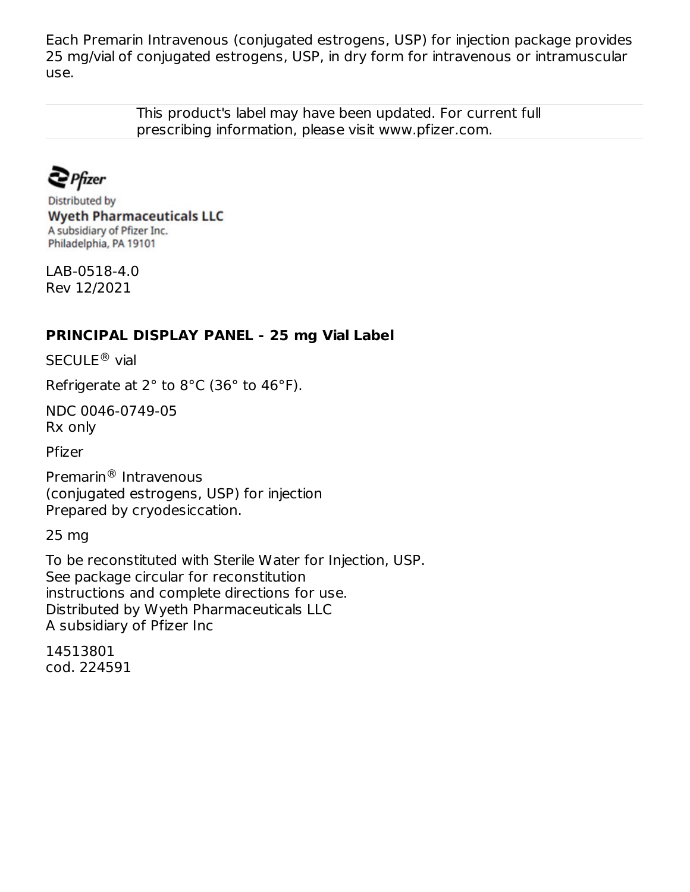Each Premarin Intravenous (conjugated estrogens, USP) for injection package provides 25 mg/vial of conjugated estrogens, USP, in dry form for intravenous or intramuscular use.

This product's label may have been updated. For current full prescribing information, please visit www.pfizer.com.

Pfizer

Distributed by
**Wyeth Pharmaceuticals LLC**
A subsidiary of Pfizer Inc.
Philadelphia, PA 19101

LAB-0518-4.0
Rev 12/2021

**PRINCIPAL DISPLAY PANEL - 25 mg Vial Label**

SECULE® vial

Refrigerate at 2° to 8°C (36° to 46°F).

NDC 0046-0749-05
Rx only

Pfizer

Premarin® Intravenous
(conjugated estrogens, USP) for injection
Prepared by cryodesiccation.

25 mg

To be reconstituted with Sterile Water for Injection, USP.
See package circular for reconstitution
instructions and complete directions for use.
Distributed by Wyeth Pharmaceuticals LLC
A subsidiary of Pfizer Inc

14513801
cod. 224591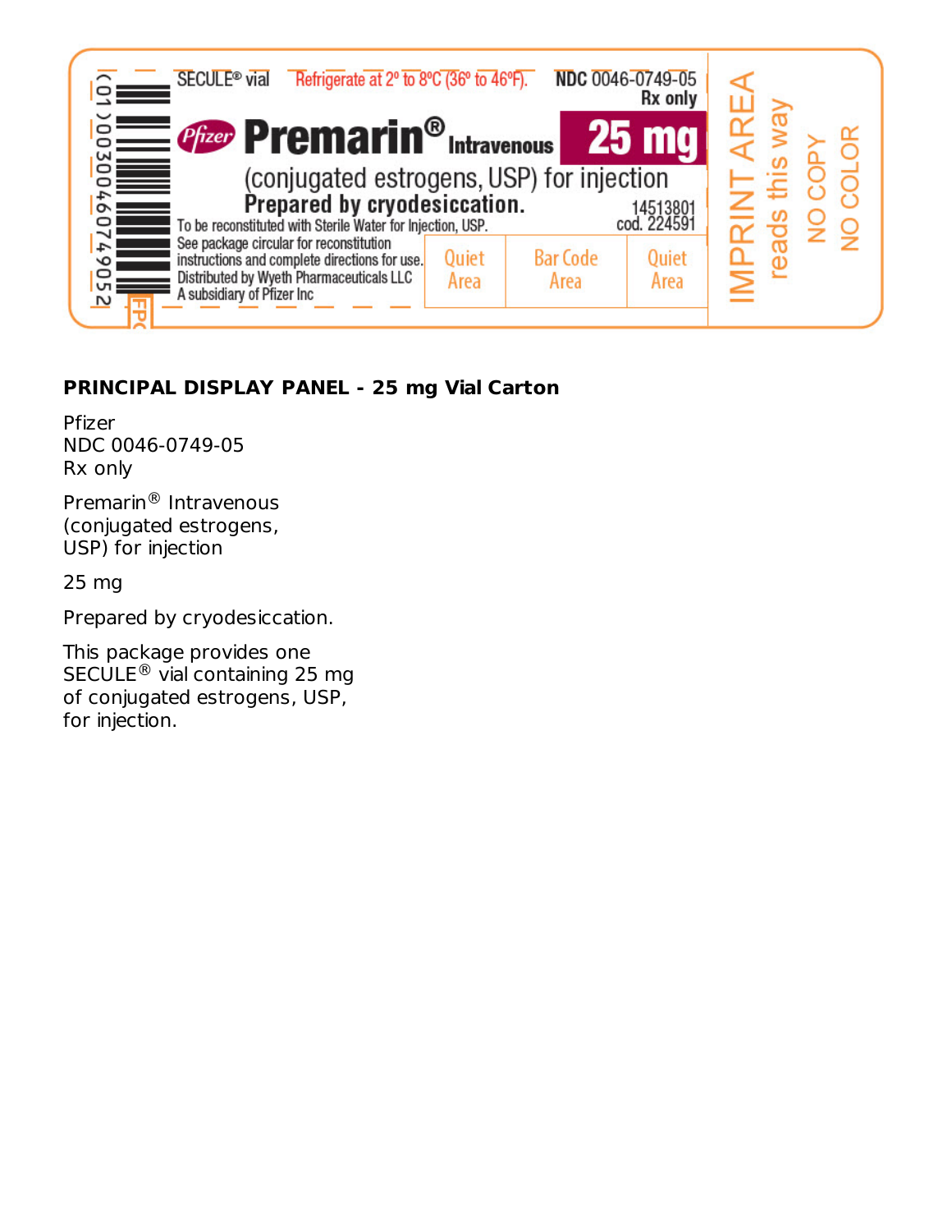SECULE® vial Refrigerate at 2° to 8°C (36° to 46°F). NDC 0046-0749-05

Rx only

Pfizer **Premarin®** Intravenous **25 mg**

(conjugated estrogens, USP) for injection

**Prepared by cryodesiccation.**

14513801
cod. 224591

To be reconstituted with Sterile Water for Injection, USP.

See package circular for reconstitution instructions and complete directions for use.

Distributed by Wyeth Pharmaceuticals LLC
A subsidiary of Pfizer Inc

(01)00300460749052

Quiet Area | Bar Code Area | Quiet Area

IMPRINT AREA reads this way NO COPY NO COLOR

FPO

**PRINCIPAL DISPLAY PANEL - 25 mg Vial Carton**

Pfizer
NDC 0046-0749-05
Rx only

Premarin® Intravenous
(conjugated estrogens,
USP) for injection

25 mg

Prepared by cryodesiccation.

This package provides one
SECULE® vial containing 25 mg
of conjugated estrogens, USP,
for injection.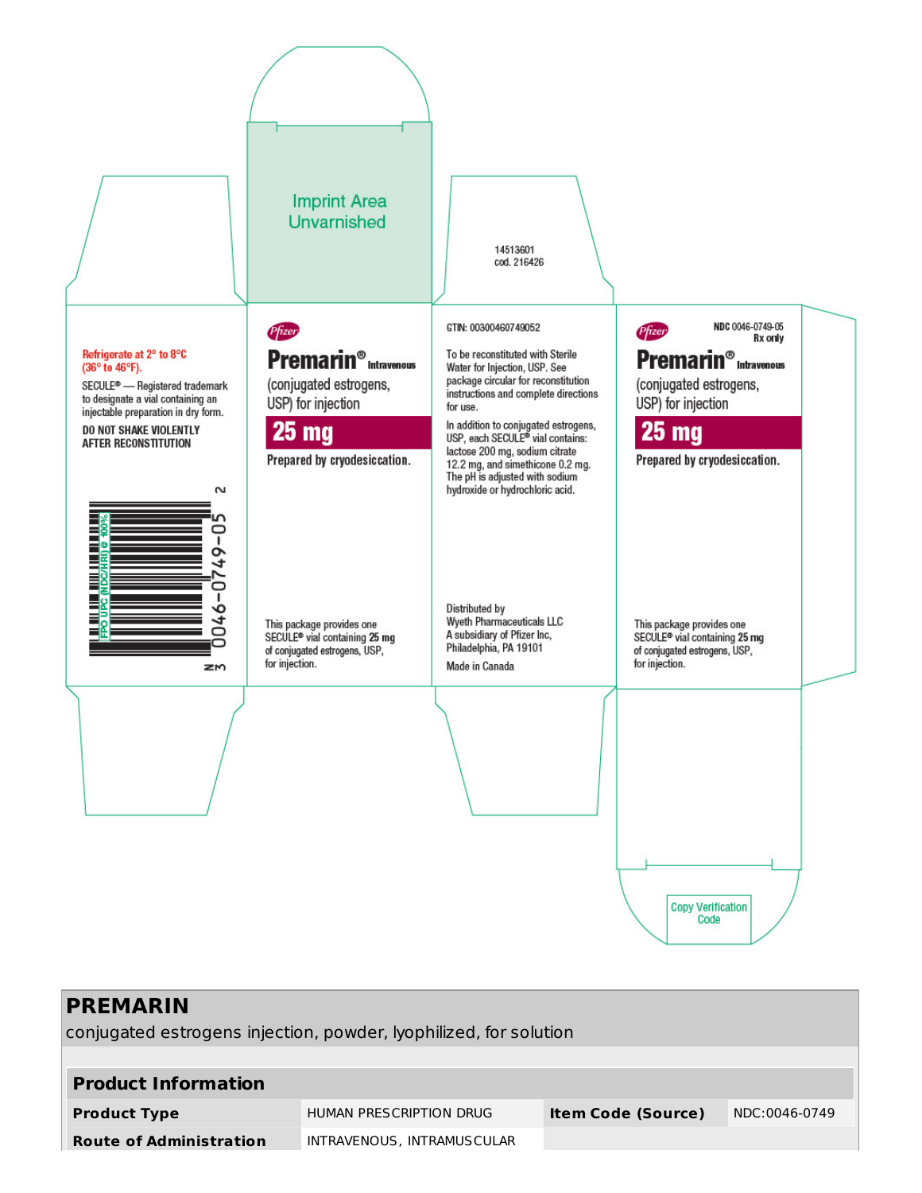Imprint Area Unvarnished

14513601
cod. 216426

Refrigerate at 2° to 8°C (36° to 46°F).

SECULE® — Registered trademark to designate a vial containing an injectable preparation in dry form.

**DO NOT SHAKE VIOLENTLY AFTER RECONSTITUTION**

FPO UPC (NDC/HRI) @ 100%

3 0046-0749-05 2

Pfizer

**Premarin®** Intravenous

(conjugated estrogens, USP) for injection

**25 mg**

Prepared by cryodesiccation.

This package provides one SECULE® vial containing **25 mg** of conjugated estrogens, USP, for injection.

GTIN: 00300460749052

To be reconstituted with Sterile Water for Injection, USP. See package circular for reconstitution instructions and complete directions for use.

In addition to conjugated estrogens, USP, each SECULE® vial contains: lactose 200 mg, sodium citrate 12.2 mg, and simethicone 0.2 mg. The pH is adjusted with sodium hydroxide or hydrochloric acid.

Distributed by
Wyeth Pharmaceuticals LLC
A subsidiary of Pfizer Inc,
Philadelphia, PA 19101

Made in Canada

Pfizer

NDC 0046-0749-05
Rx only

**Premarin®** Intravenous

(conjugated estrogens, USP) for injection

**25 mg**

Prepared by cryodesiccation.

This package provides one SECULE® vial containing **25 mg** of conjugated estrogens, USP, for injection.

Copy Verification Code

## PREMARIN

conjugated estrogens injection, powder, lyophilized, for solution

| Product Information | | | |
|---|---|---|---|
| **Product Type** | HUMAN PRESCRIPTION DRUG | **Item Code (Source)** | NDC:0046-0749 |
| **Route of Administration** | INTRAVENOUS, INTRAMUSCULAR | | |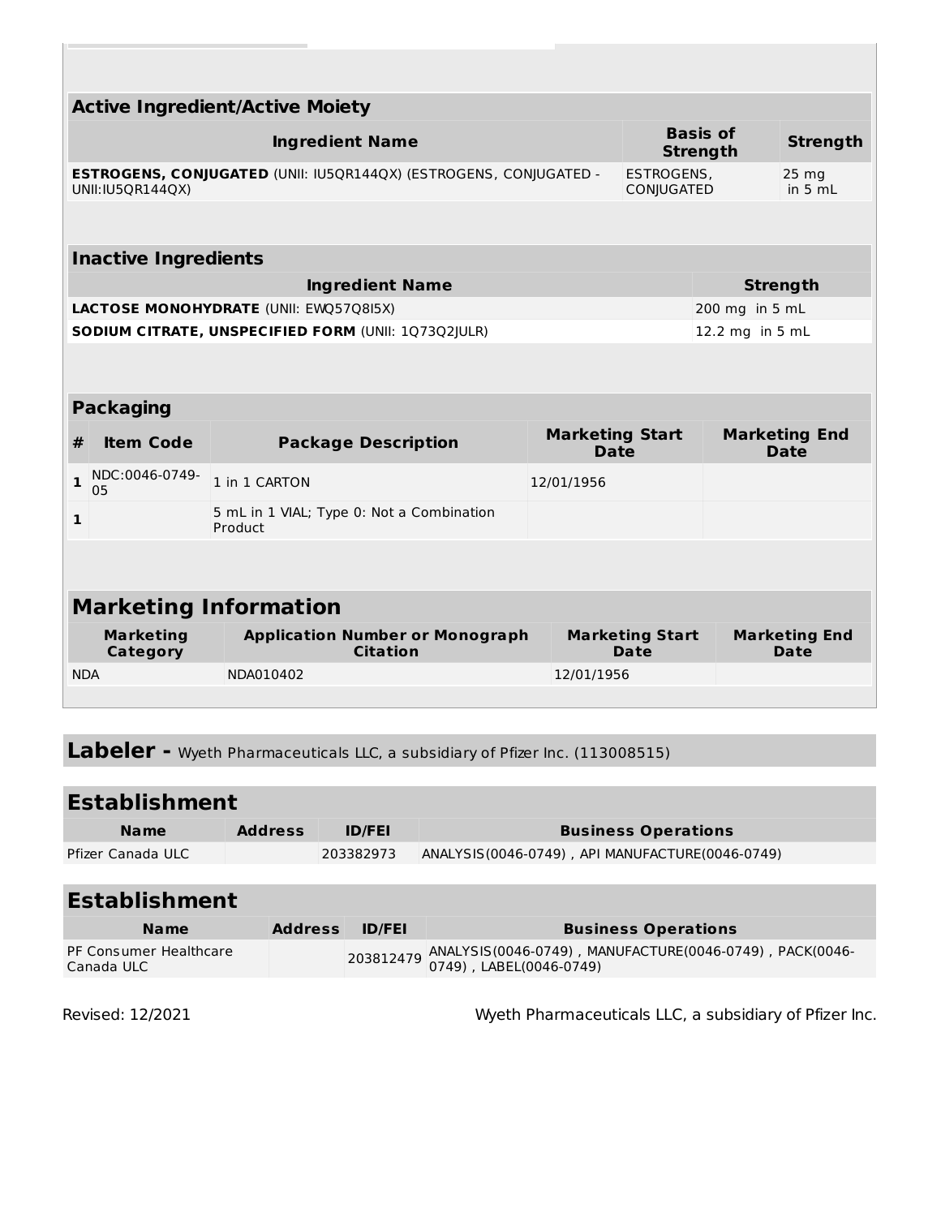| Active Ingredient/Active Moiety | | |
|---|---|---|
| Ingredient Name | Basis of Strength | Strength |
| **ESTROGENS, CONJUGATED** (UNII: IU5QR144QX) (ESTROGENS, CONJUGATED - UNII:IU5QR144QX) | ESTROGENS, CONJUGATED | 25 mg in 5 mL |

| Inactive Ingredients | |
|---|---|
| Ingredient Name | Strength |
| **LACTOSE MONOHYDRATE** (UNII: EWQ57Q8I5X) | 200 mg in 5 mL |
| **SODIUM CITRATE, UNSPECIFIED FORM** (UNII: 1Q73Q2JULR) | 12.2 mg in 5 mL |

| Packaging | | | | |
|---|---|---|---|---|
| # | Item Code | Package Description | Marketing Start Date | Marketing End Date |
| 1 | NDC:0046-0749-05 | 1 in 1 CARTON | 12/01/1956 | |
| 1 | | 5 mL in 1 VIAL; Type 0: Not a Combination Product | | |

| Marketing Information | | | |
|---|---|---|---|
| Marketing Category | Application Number or Monograph Citation | Marketing Start Date | Marketing End Date |
| NDA | NDA010402 | 12/01/1956 | |

**Labeler -** Wyeth Pharmaceuticals LLC, a subsidiary of Pfizer Inc. (113008515)

| Establishment | | | |
|---|---|---|---|
| Name | Address | ID/FEI | Business Operations |
| Pfizer Canada ULC | | 203382973 | ANALYSIS(0046-0749) , API MANUFACTURE(0046-0749) |

| Establishment | | | |
|---|---|---|---|
| Name | Address | ID/FEI | Business Operations |
| PF Consumer Healthcare Canada ULC | | 203812479 | ANALYSIS(0046-0749) , MANUFACTURE(0046-0749) , PACK(0046-0749) , LABEL(0046-0749) |

Revised: 12/2021 Wyeth Pharmaceuticals LLC, a subsidiary of Pfizer Inc.